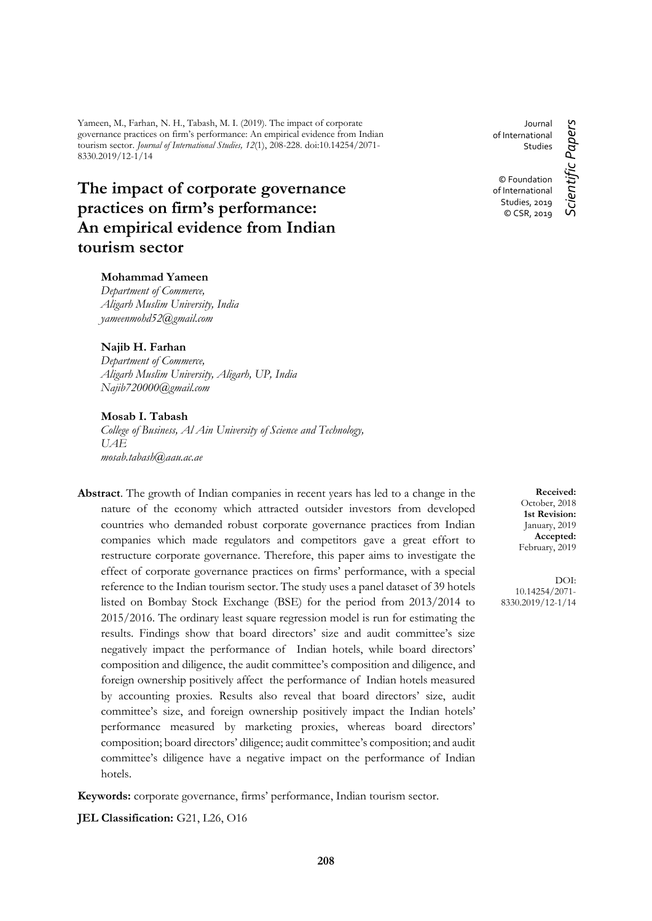Yameen, M., Farhan, N. H., Tabash, M. I. (2019). The impact of corporate governance practices on firm's performance: An empirical evidence from Indian tourism sector. *Journal of International Studies, 12*(1), 208-228. doi:10.14254/2071-8330.2019/12-1/14

Journal of International Studies

© Foundation of International Studies, 2019
© CSR, 2019

*Scientific Papers*

# The impact of corporate governance practices on firm's performance: An empirical evidence from Indian tourism sector

**Mohammad Yameen**
*Department of Commerce,*
*Aligarh Muslim University, India*
*yameenmohd52@gmail.com*

**Najib H. Farhan**
*Department of Commerce,*
*Aligarh Muslim University, Aligarh, UP, India*
*Najib720000@gmail.com*

**Mosab I. Tabash**
*College of Business, Al Ain University of Science and Technology, UAE*
*mosab.tabash@aau.ac.ae*

**Received:** October, 2018
**1st Revision:** January, 2019
**Accepted:** February, 2019

DOI: 10.14254/2071-8330.2019/12-1/14

**Abstract**. The growth of Indian companies in recent years has led to a change in the nature of the economy which attracted outsider investors from developed countries who demanded robust corporate governance practices from Indian companies which made regulators and competitors gave a great effort to restructure corporate governance. Therefore, this paper aims to investigate the effect of corporate governance practices on firms' performance, with a special reference to the Indian tourism sector. The study uses a panel dataset of 39 hotels listed on Bombay Stock Exchange (BSE) for the period from 2013/2014 to 2015/2016. The ordinary least square regression model is run for estimating the results. Findings show that board directors' size and audit committee's size negatively impact the performance of Indian hotels, while board directors' composition and diligence, the audit committee's composition and diligence, and foreign ownership positively affect the performance of Indian hotels measured by accounting proxies. Results also reveal that board directors' size, audit committee's size, and foreign ownership positively impact the Indian hotels' performance measured by marketing proxies, whereas board directors' composition; board directors' diligence; audit committee's composition; and audit committee's diligence have a negative impact on the performance of Indian hotels.

**Keywords:** corporate governance, firms' performance, Indian tourism sector.

**JEL Classification:** G21, L26, O16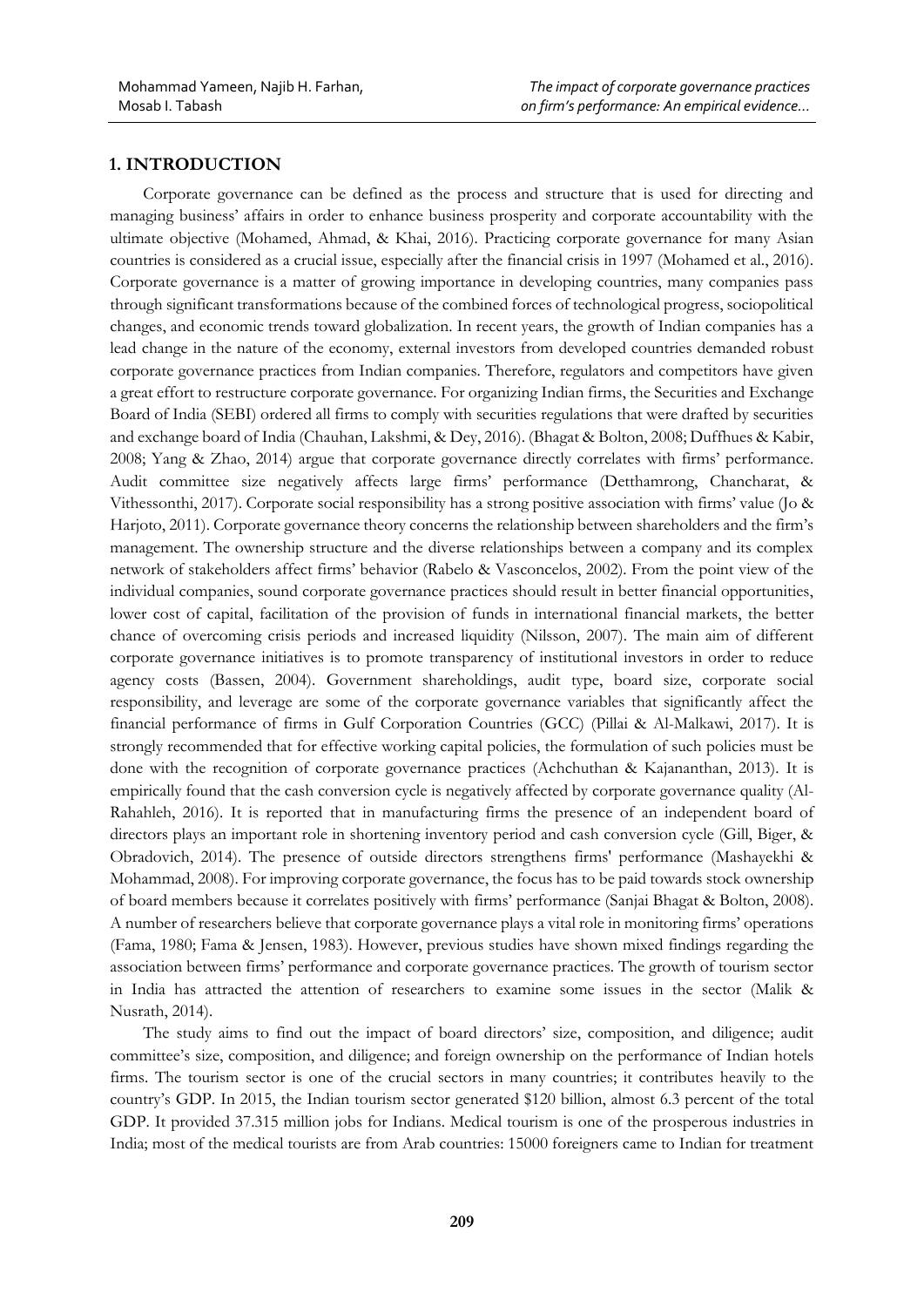## 1. INTRODUCTION

Corporate governance can be defined as the process and structure that is used for directing and managing business' affairs in order to enhance business prosperity and corporate accountability with the ultimate objective (Mohamed, Ahmad, & Khai, 2016). Practicing corporate governance for many Asian countries is considered as a crucial issue, especially after the financial crisis in 1997 (Mohamed et al., 2016). Corporate governance is a matter of growing importance in developing countries, many companies pass through significant transformations because of the combined forces of technological progress, sociopolitical changes, and economic trends toward globalization. In recent years, the growth of Indian companies has a lead change in the nature of the economy, external investors from developed countries demanded robust corporate governance practices from Indian companies. Therefore, regulators and competitors have given a great effort to restructure corporate governance. For organizing Indian firms, the Securities and Exchange Board of India (SEBI) ordered all firms to comply with securities regulations that were drafted by securities and exchange board of India (Chauhan, Lakshmi, & Dey, 2016). (Bhagat & Bolton, 2008; Duffhues & Kabir, 2008; Yang & Zhao, 2014) argue that corporate governance directly correlates with firms' performance. Audit committee size negatively affects large firms' performance (Detthamrong, Chancharat, & Vithessonthi, 2017). Corporate social responsibility has a strong positive association with firms' value (Jo & Harjoto, 2011). Corporate governance theory concerns the relationship between shareholders and the firm's management. The ownership structure and the diverse relationships between a company and its complex network of stakeholders affect firms' behavior (Rabelo & Vasconcelos, 2002). From the point view of the individual companies, sound corporate governance practices should result in better financial opportunities, lower cost of capital, facilitation of the provision of funds in international financial markets, the better chance of overcoming crisis periods and increased liquidity (Nilsson, 2007). The main aim of different corporate governance initiatives is to promote transparency of institutional investors in order to reduce agency costs (Bassen, 2004). Government shareholdings, audit type, board size, corporate social responsibility, and leverage are some of the corporate governance variables that significantly affect the financial performance of firms in Gulf Corporation Countries (GCC) (Pillai & Al-Malkawi, 2017). It is strongly recommended that for effective working capital policies, the formulation of such policies must be done with the recognition of corporate governance practices (Achchuthan & Kajananthan, 2013). It is empirically found that the cash conversion cycle is negatively affected by corporate governance quality (Al-Rahahleh, 2016). It is reported that in manufacturing firms the presence of an independent board of directors plays an important role in shortening inventory period and cash conversion cycle (Gill, Biger, & Obradovich, 2014). The presence of outside directors strengthens firms' performance (Mashayekhi & Mohammad, 2008). For improving corporate governance, the focus has to be paid towards stock ownership of board members because it correlates positively with firms' performance (Sanjai Bhagat & Bolton, 2008). A number of researchers believe that corporate governance plays a vital role in monitoring firms' operations (Fama, 1980; Fama & Jensen, 1983). However, previous studies have shown mixed findings regarding the association between firms' performance and corporate governance practices. The growth of tourism sector in India has attracted the attention of researchers to examine some issues in the sector (Malik & Nusrath, 2014).

The study aims to find out the impact of board directors' size, composition, and diligence; audit committee's size, composition, and diligence; and foreign ownership on the performance of Indian hotels firms. The tourism sector is one of the crucial sectors in many countries; it contributes heavily to the country's GDP. In 2015, the Indian tourism sector generated $120 billion, almost 6.3 percent of the total GDP. It provided 37.315 million jobs for Indians. Medical tourism is one of the prosperous industries in India; most of the medical tourists are from Arab countries: 15000 foreigners came to Indian for treatment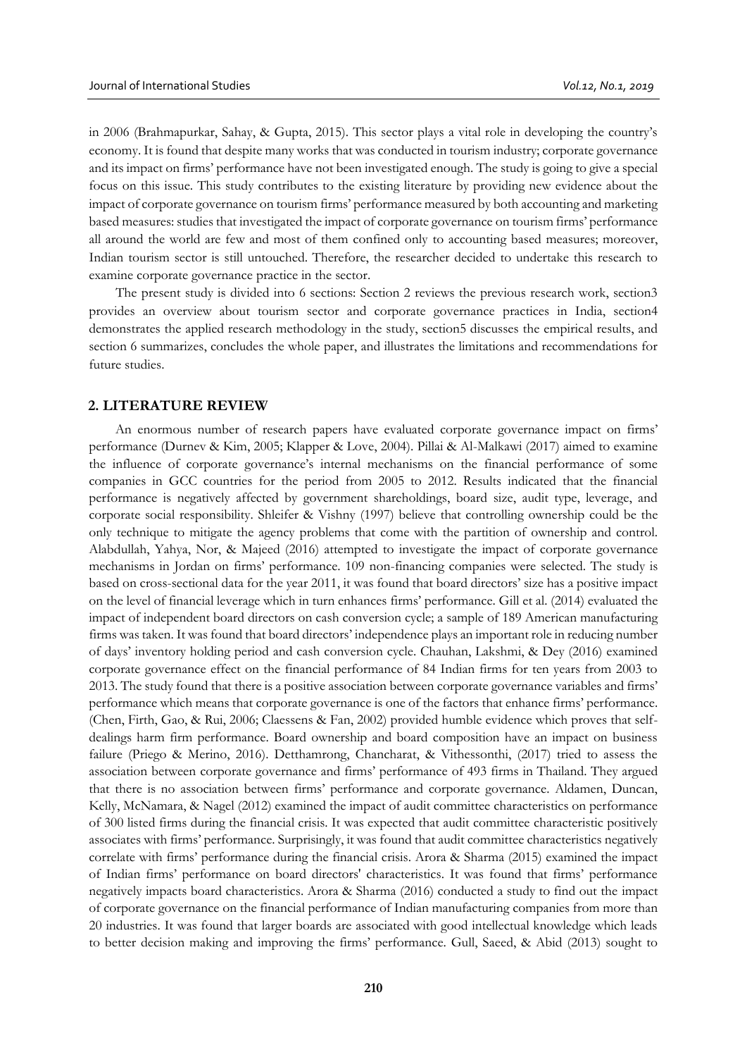in 2006 (Brahmapurkar, Sahay, & Gupta, 2015). This sector plays a vital role in developing the country's economy. It is found that despite many works that was conducted in tourism industry; corporate governance and its impact on firms' performance have not been investigated enough. The study is going to give a special focus on this issue. This study contributes to the existing literature by providing new evidence about the impact of corporate governance on tourism firms' performance measured by both accounting and marketing based measures: studies that investigated the impact of corporate governance on tourism firms' performance all around the world are few and most of them confined only to accounting based measures; moreover, Indian tourism sector is still untouched. Therefore, the researcher decided to undertake this research to examine corporate governance practice in the sector.

The present study is divided into 6 sections: Section 2 reviews the previous research work, section3 provides an overview about tourism sector and corporate governance practices in India, section4 demonstrates the applied research methodology in the study, section5 discusses the empirical results, and section 6 summarizes, concludes the whole paper, and illustrates the limitations and recommendations for future studies.

## 2. LITERATURE REVIEW

An enormous number of research papers have evaluated corporate governance impact on firms' performance (Durnev & Kim, 2005; Klapper & Love, 2004). Pillai & Al-Malkawi (2017) aimed to examine the influence of corporate governance's internal mechanisms on the financial performance of some companies in GCC countries for the period from 2005 to 2012. Results indicated that the financial performance is negatively affected by government shareholdings, board size, audit type, leverage, and corporate social responsibility. Shleifer & Vishny (1997) believe that controlling ownership could be the only technique to mitigate the agency problems that come with the partition of ownership and control. Alabdullah, Yahya, Nor, & Majeed (2016) attempted to investigate the impact of corporate governance mechanisms in Jordan on firms' performance. 109 non-financing companies were selected. The study is based on cross-sectional data for the year 2011, it was found that board directors' size has a positive impact on the level of financial leverage which in turn enhances firms' performance. Gill et al. (2014) evaluated the impact of independent board directors on cash conversion cycle; a sample of 189 American manufacturing firms was taken. It was found that board directors' independence plays an important role in reducing number of days' inventory holding period and cash conversion cycle. Chauhan, Lakshmi, & Dey (2016) examined corporate governance effect on the financial performance of 84 Indian firms for ten years from 2003 to 2013. The study found that there is a positive association between corporate governance variables and firms' performance which means that corporate governance is one of the factors that enhance firms' performance. (Chen, Firth, Gao, & Rui, 2006; Claessens & Fan, 2002) provided humble evidence which proves that self-dealings harm firm performance. Board ownership and board composition have an impact on business failure (Priego & Merino, 2016). Detthamrong, Chancharat, & Vithessonthi, (2017) tried to assess the association between corporate governance and firms' performance of 493 firms in Thailand. They argued that there is no association between firms' performance and corporate governance. Aldamen, Duncan, Kelly, McNamara, & Nagel (2012) examined the impact of audit committee characteristics on performance of 300 listed firms during the financial crisis. It was expected that audit committee characteristic positively associates with firms' performance. Surprisingly, it was found that audit committee characteristics negatively correlate with firms' performance during the financial crisis. Arora & Sharma (2015) examined the impact of Indian firms' performance on board directors' characteristics. It was found that firms' performance negatively impacts board characteristics. Arora & Sharma (2016) conducted a study to find out the impact of corporate governance on the financial performance of Indian manufacturing companies from more than 20 industries. It was found that larger boards are associated with good intellectual knowledge which leads to better decision making and improving the firms' performance. Gull, Saeed, & Abid (2013) sought to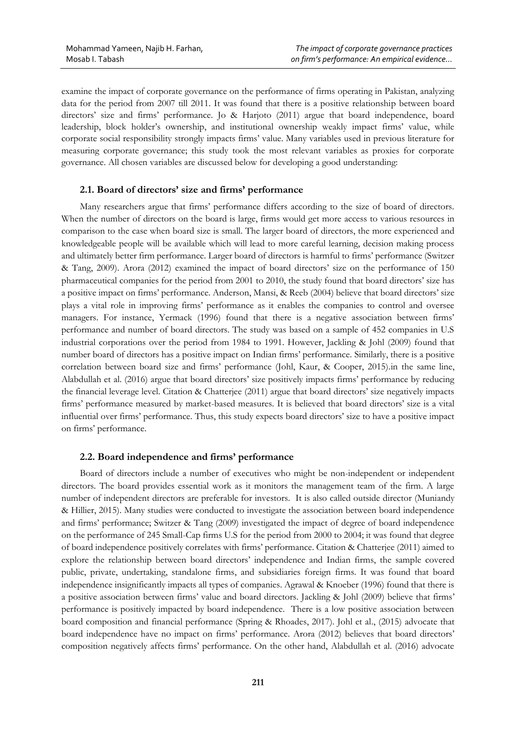examine the impact of corporate governance on the performance of firms operating in Pakistan, analyzing data for the period from 2007 till 2011. It was found that there is a positive relationship between board directors' size and firms' performance. Jo & Harjoto (2011) argue that board independence, board leadership, block holder's ownership, and institutional ownership weakly impact firms' value, while corporate social responsibility strongly impacts firms' value. Many variables used in previous literature for measuring corporate governance; this study took the most relevant variables as proxies for corporate governance. All chosen variables are discussed below for developing a good understanding:

### 2.1. Board of directors' size and firms' performance

Many researchers argue that firms' performance differs according to the size of board of directors. When the number of directors on the board is large, firms would get more access to various resources in comparison to the case when board size is small. The larger board of directors, the more experienced and knowledgeable people will be available which will lead to more careful learning, decision making process and ultimately better firm performance. Larger board of directors is harmful to firms' performance (Switzer & Tang, 2009). Arora (2012) examined the impact of board directors' size on the performance of 150 pharmaceutical companies for the period from 2001 to 2010, the study found that board directors' size has a positive impact on firms' performance. Anderson, Mansi, & Reeb (2004) believe that board directors' size plays a vital role in improving firms' performance as it enables the companies to control and oversee managers. For instance, Yermack (1996) found that there is a negative association between firms' performance and number of board directors. The study was based on a sample of 452 companies in U.S industrial corporations over the period from 1984 to 1991. However, Jackling & Johl (2009) found that number board of directors has a positive impact on Indian firms' performance. Similarly, there is a positive correlation between board size and firms' performance (Johl, Kaur, & Cooper, 2015).in the same line, Alabdullah et al. (2016) argue that board directors' size positively impacts firms' performance by reducing the financial leverage level. Citation & Chatterjee (2011) argue that board directors' size negatively impacts firms' performance measured by market-based measures. It is believed that board directors' size is a vital influential over firms' performance. Thus, this study expects board directors' size to have a positive impact on firms' performance.

### 2.2. Board independence and firms' performance

Board of directors include a number of executives who might be non-independent or independent directors. The board provides essential work as it monitors the management team of the firm. A large number of independent directors are preferable for investors. It is also called outside director (Muniandy & Hillier, 2015). Many studies were conducted to investigate the association between board independence and firms' performance; Switzer & Tang (2009) investigated the impact of degree of board independence on the performance of 245 Small-Cap firms U.S for the period from 2000 to 2004; it was found that degree of board independence positively correlates with firms' performance. Citation & Chatterjee (2011) aimed to explore the relationship between board directors' independence and Indian firms, the sample covered public, private, undertaking, standalone firms, and subsidiaries foreign firms. It was found that board independence insignificantly impacts all types of companies. Agrawal & Knoeber (1996) found that there is a positive association between firms' value and board directors. Jackling & Johl (2009) believe that firms' performance is positively impacted by board independence. There is a low positive association between board composition and financial performance (Spring & Rhoades, 2017). Johl et al., (2015) advocate that board independence have no impact on firms' performance. Arora (2012) believes that board directors' composition negatively affects firms' performance. On the other hand, Alabdullah et al. (2016) advocate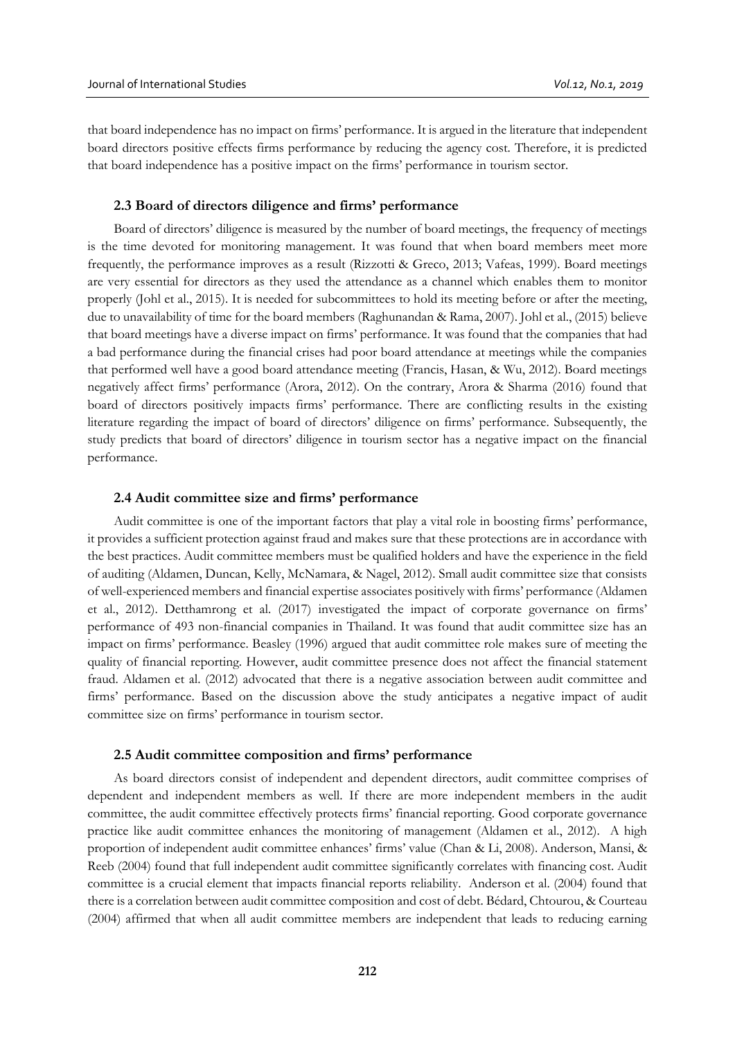that board independence has no impact on firms' performance. It is argued in the literature that independent board directors positive effects firms performance by reducing the agency cost. Therefore, it is predicted that board independence has a positive impact on the firms' performance in tourism sector.

### 2.3 Board of directors diligence and firms' performance

Board of directors' diligence is measured by the number of board meetings, the frequency of meetings is the time devoted for monitoring management. It was found that when board members meet more frequently, the performance improves as a result (Rizzotti & Greco, 2013; Vafeas, 1999). Board meetings are very essential for directors as they used the attendance as a channel which enables them to monitor properly (Johl et al., 2015). It is needed for subcommittees to hold its meeting before or after the meeting, due to unavailability of time for the board members (Raghunandan & Rama, 2007). Johl et al., (2015) believe that board meetings have a diverse impact on firms' performance. It was found that the companies that had a bad performance during the financial crises had poor board attendance at meetings while the companies that performed well have a good board attendance meeting (Francis, Hasan, & Wu, 2012). Board meetings negatively affect firms' performance (Arora, 2012). On the contrary, Arora & Sharma (2016) found that board of directors positively impacts firms' performance. There are conflicting results in the existing literature regarding the impact of board of directors' diligence on firms' performance. Subsequently, the study predicts that board of directors' diligence in tourism sector has a negative impact on the financial performance.

### 2.4 Audit committee size and firms' performance

Audit committee is one of the important factors that play a vital role in boosting firms' performance, it provides a sufficient protection against fraud and makes sure that these protections are in accordance with the best practices. Audit committee members must be qualified holders and have the experience in the field of auditing (Aldamen, Duncan, Kelly, McNamara, & Nagel, 2012). Small audit committee size that consists of well-experienced members and financial expertise associates positively with firms' performance (Aldamen et al., 2012). Detthamrong et al. (2017) investigated the impact of corporate governance on firms' performance of 493 non-financial companies in Thailand. It was found that audit committee size has an impact on firms' performance. Beasley (1996) argued that audit committee role makes sure of meeting the quality of financial reporting. However, audit committee presence does not affect the financial statement fraud. Aldamen et al. (2012) advocated that there is a negative association between audit committee and firms' performance. Based on the discussion above the study anticipates a negative impact of audit committee size on firms' performance in tourism sector.

### 2.5 Audit committee composition and firms' performance

As board directors consist of independent and dependent directors, audit committee comprises of dependent and independent members as well. If there are more independent members in the audit committee, the audit committee effectively protects firms' financial reporting. Good corporate governance practice like audit committee enhances the monitoring of management (Aldamen et al., 2012). A high proportion of independent audit committee enhances' firms' value (Chan & Li, 2008). Anderson, Mansi, & Reeb (2004) found that full independent audit committee significantly correlates with financing cost. Audit committee is a crucial element that impacts financial reports reliability. Anderson et al. (2004) found that there is a correlation between audit committee composition and cost of debt. Bédard, Chtourou, & Courteau (2004) affirmed that when all audit committee members are independent that leads to reducing earning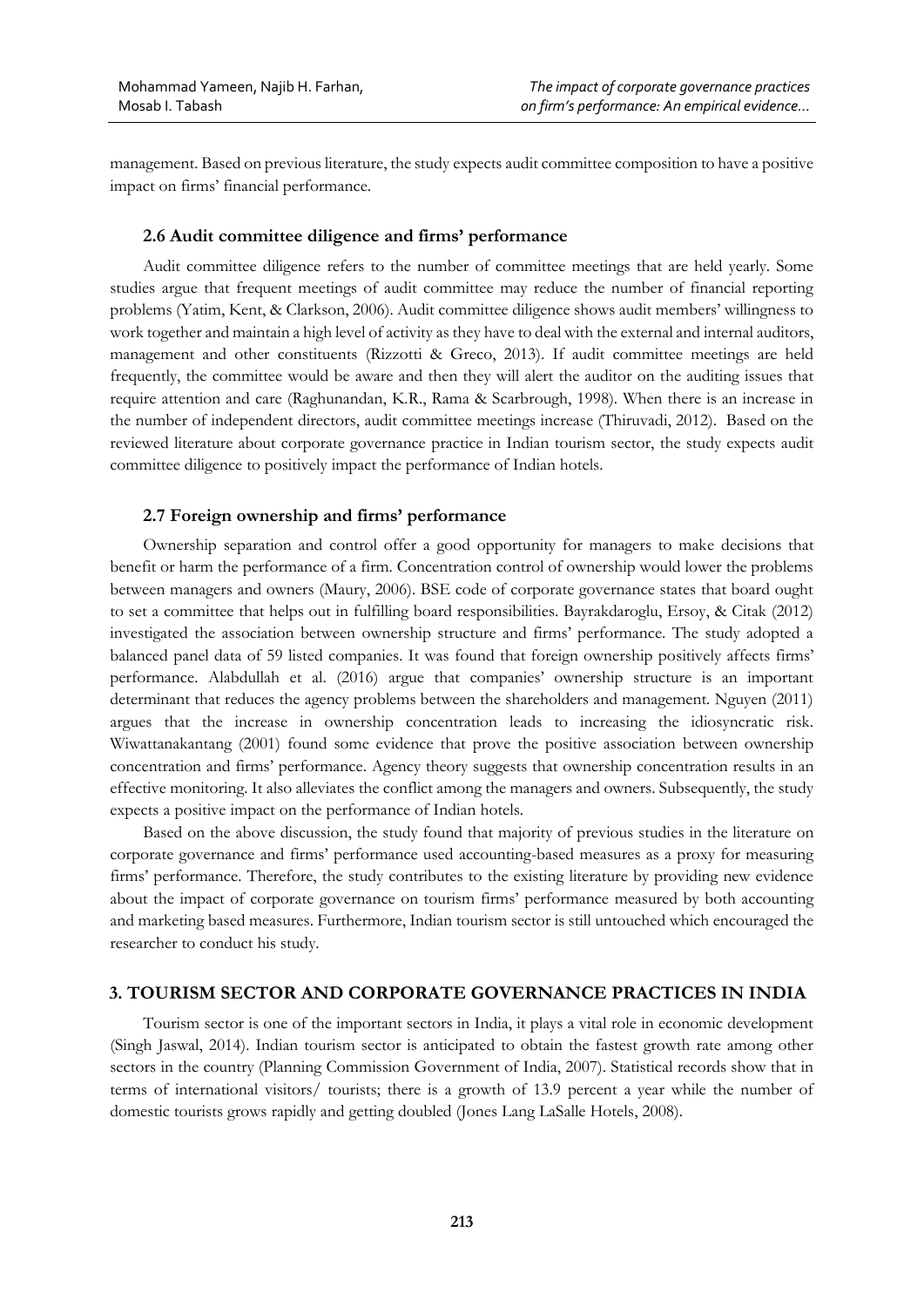management. Based on previous literature, the study expects audit committee composition to have a positive impact on firms' financial performance.

### 2.6 Audit committee diligence and firms' performance

Audit committee diligence refers to the number of committee meetings that are held yearly. Some studies argue that frequent meetings of audit committee may reduce the number of financial reporting problems (Yatim, Kent, & Clarkson, 2006). Audit committee diligence shows audit members' willingness to work together and maintain a high level of activity as they have to deal with the external and internal auditors, management and other constituents (Rizzotti & Greco, 2013). If audit committee meetings are held frequently, the committee would be aware and then they will alert the auditor on the auditing issues that require attention and care (Raghunandan, K.R., Rama & Scarbrough, 1998). When there is an increase in the number of independent directors, audit committee meetings increase (Thiruvadi, 2012). Based on the reviewed literature about corporate governance practice in Indian tourism sector, the study expects audit committee diligence to positively impact the performance of Indian hotels.

### 2.7 Foreign ownership and firms' performance

Ownership separation and control offer a good opportunity for managers to make decisions that benefit or harm the performance of a firm. Concentration control of ownership would lower the problems between managers and owners (Maury, 2006). BSE code of corporate governance states that board ought to set a committee that helps out in fulfilling board responsibilities. Bayrakdaroglu, Ersoy, & Citak (2012) investigated the association between ownership structure and firms' performance. The study adopted a balanced panel data of 59 listed companies. It was found that foreign ownership positively affects firms' performance. Alabdullah et al. (2016) argue that companies' ownership structure is an important determinant that reduces the agency problems between the shareholders and management. Nguyen (2011) argues that the increase in ownership concentration leads to increasing the idiosyncratic risk. Wiwattanakantang (2001) found some evidence that prove the positive association between ownership concentration and firms' performance. Agency theory suggests that ownership concentration results in an effective monitoring. It also alleviates the conflict among the managers and owners. Subsequently, the study expects a positive impact on the performance of Indian hotels.

Based on the above discussion, the study found that majority of previous studies in the literature on corporate governance and firms' performance used accounting-based measures as a proxy for measuring firms' performance. Therefore, the study contributes to the existing literature by providing new evidence about the impact of corporate governance on tourism firms' performance measured by both accounting and marketing based measures. Furthermore, Indian tourism sector is still untouched which encouraged the researcher to conduct his study.

## 3. TOURISM SECTOR AND CORPORATE GOVERNANCE PRACTICES IN INDIA

Tourism sector is one of the important sectors in India, it plays a vital role in economic development (Singh Jaswal, 2014). Indian tourism sector is anticipated to obtain the fastest growth rate among other sectors in the country (Planning Commission Government of India, 2007). Statistical records show that in terms of international visitors/ tourists; there is a growth of 13.9 percent a year while the number of domestic tourists grows rapidly and getting doubled (Jones Lang LaSalle Hotels, 2008).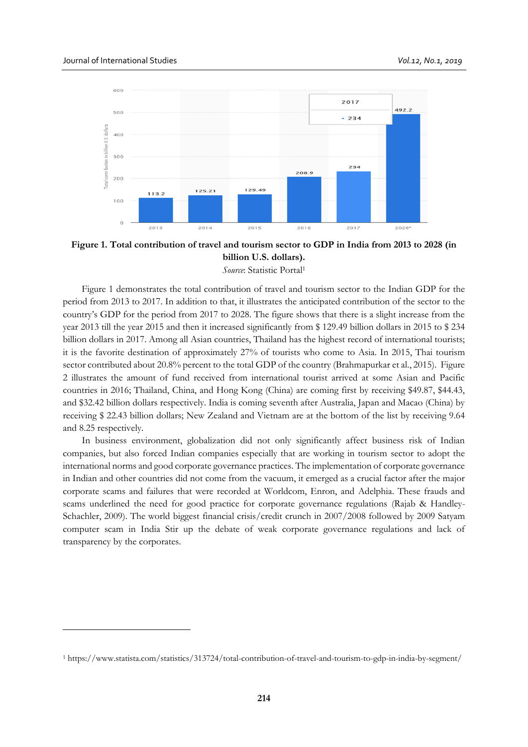**Figure 1. Total contribution of travel and tourism sector to GDP in India from 2013 to 2028 (in billion U.S. dollars).**

*Source*: Statistic Portal[1]

Figure 1 demonstrates the total contribution of travel and tourism sector to the Indian GDP for the period from 2013 to 2017. In addition to that, it illustrates the anticipated contribution of the sector to the country's GDP for the period from 2017 to 2028. The figure shows that there is a slight increase from the year 2013 till the year 2015 and then it increased significantly from $ 129.49 billion dollars in 2015 to $ 234 billion dollars in 2017. Among all Asian countries, Thailand has the highest record of international tourists; it is the favorite destination of approximately 27% of tourists who come to Asia. In 2015, Thai tourism sector contributed about 20.8% percent to the total GDP of the country (Brahmapurkar et al., 2015). Figure 2 illustrates the amount of fund received from international tourist arrived at some Asian and Pacific countries in 2016; Thailand, China, and Hong Kong (China) are coming first by receiving $49.87, $44.43, and $32.42 billion dollars respectively. India is coming seventh after Australia, Japan and Macao (China) by receiving $ 22.43 billion dollars; New Zealand and Vietnam are at the bottom of the list by receiving 9.64 and 8.25 respectively.

In business environment, globalization did not only significantly affect business risk of Indian companies, but also forced Indian companies especially that are working in tourism sector to adopt the international norms and good corporate governance practices. The implementation of corporate governance in Indian and other countries did not come from the vacuum, it emerged as a crucial factor after the major corporate scams and failures that were recorded at Worldcom, Enron, and Adelphia. These frauds and scams underlined the need for good practice for corporate governance regulations (Rajab & Handley-Schachler, 2009). The world biggest financial crisis/credit crunch in 2007/2008 followed by 2009 Satyam computer scam in India Stir up the debate of weak corporate governance regulations and lack of transparency by the corporates.

[1] https://www.statista.com/statistics/313724/total-contribution-of-travel-and-tourism-to-gdp-in-india-by-segment/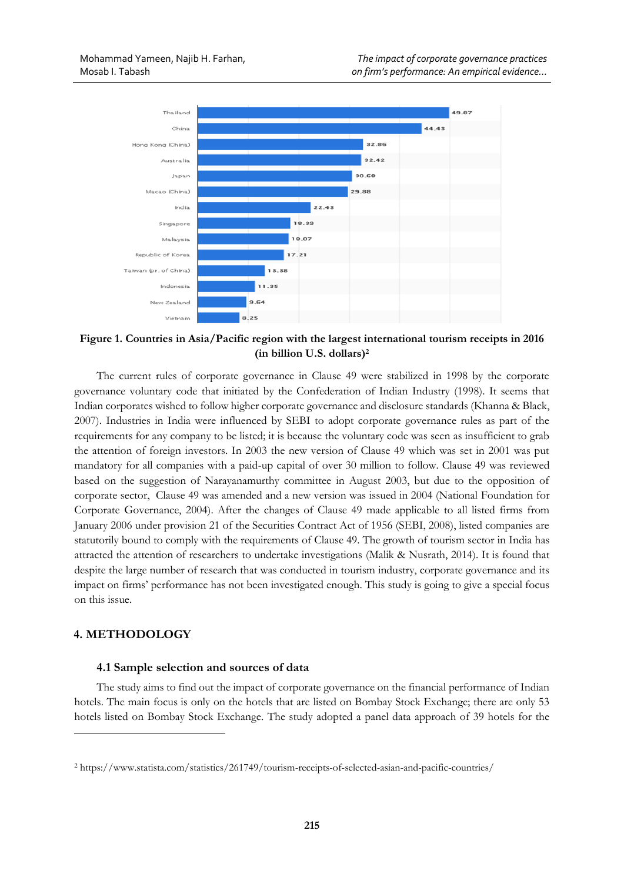| Country | Receipts |
|---|---|
| Thailand | 49.87 |
| China | 44.43 |
| Hong Kong (China) | 32.86 |
| Australia | 32.42 |
| Japan | 30.68 |
| Macao (China) | 29.88 |
| India | 22.43 |
| Singapore | 18.39 |
| Malaysia | 18.07 |
| Republic of Korea | 17.21 |
| Taiwan (pr. of China) | 13.38 |
| Indonesia | 11.35 |
| New Zealand | 9.64 |
| Vietnam | 8.25 |

**Figure 1. Countries in Asia/Pacific region with the largest international tourism receipts in 2016 (in billion U.S. dollars)[2]**

The current rules of corporate governance in Clause 49 were stabilized in 1998 by the corporate governance voluntary code that initiated by the Confederation of Indian Industry (1998). It seems that Indian corporates wished to follow higher corporate governance and disclosure standards (Khanna & Black, 2007). Industries in India were influenced by SEBI to adopt corporate governance rules as part of the requirements for any company to be listed; it is because the voluntary code was seen as insufficient to grab the attention of foreign investors. In 2003 the new version of Clause 49 which was set in 2001 was put mandatory for all companies with a paid-up capital of over 30 million to follow. Clause 49 was reviewed based on the suggestion of Narayanamurthy committee in August 2003, but due to the opposition of corporate sector, Clause 49 was amended and a new version was issued in 2004 (National Foundation for Corporate Governance, 2004). After the changes of Clause 49 made applicable to all listed firms from January 2006 under provision 21 of the Securities Contract Act of 1956 (SEBI, 2008), listed companies are statutorily bound to comply with the requirements of Clause 49. The growth of tourism sector in India has attracted the attention of researchers to undertake investigations (Malik & Nusrath, 2014). It is found that despite the large number of research that was conducted in tourism industry, corporate governance and its impact on firms' performance has not been investigated enough. This study is going to give a special focus on this issue.

## 4. METHODOLOGY

### 4.1 Sample selection and sources of data

The study aims to find out the impact of corporate governance on the financial performance of Indian hotels. The main focus is only on the hotels that are listed on Bombay Stock Exchange; there are only 53 hotels listed on Bombay Stock Exchange. The study adopted a panel data approach of 39 hotels for the

[2] https://www.statista.com/statistics/261749/tourism-receipts-of-selected-asian-and-pacific-countries/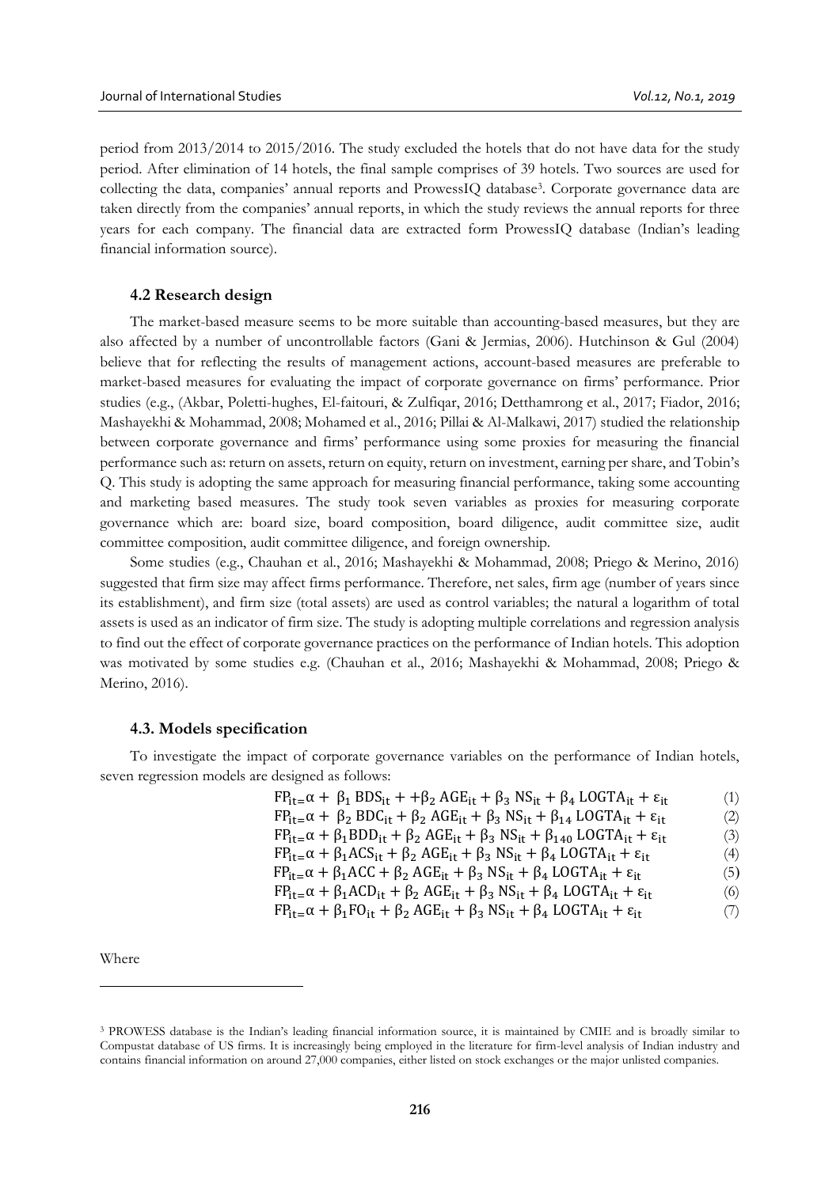period from 2013/2014 to 2015/2016. The study excluded the hotels that do not have data for the study period. After elimination of 14 hotels, the final sample comprises of 39 hotels. Two sources are used for collecting the data, companies' annual reports and ProwessIQ database[3]. Corporate governance data are taken directly from the companies' annual reports, in which the study reviews the annual reports for three years for each company. The financial data are extracted form ProwessIQ database (Indian's leading financial information source).

### 4.2 Research design

The market-based measure seems to be more suitable than accounting-based measures, but they are also affected by a number of uncontrollable factors (Gani & Jermias, 2006). Hutchinson & Gul (2004) believe that for reflecting the results of management actions, account-based measures are preferable to market-based measures for evaluating the impact of corporate governance on firms' performance. Prior studies (e.g., (Akbar, Poletti-hughes, El-faitouri, & Zulfiqar, 2016; Detthamrong et al., 2017; Fiador, 2016; Mashayekhi & Mohammad, 2008; Mohamed et al., 2016; Pillai & Al-Malkawi, 2017) studied the relationship between corporate governance and firms' performance using some proxies for measuring the financial performance such as: return on assets, return on equity, return on investment, earning per share, and Tobin's Q. This study is adopting the same approach for measuring financial performance, taking some accounting and marketing based measures. The study took seven variables as proxies for measuring corporate governance which are: board size, board composition, board diligence, audit committee size, audit committee composition, audit committee diligence, and foreign ownership.

Some studies (e.g., Chauhan et al., 2016; Mashayekhi & Mohammad, 2008; Priego & Merino, 2016) suggested that firm size may affect firms performance. Therefore, net sales, firm age (number of years since its establishment), and firm size (total assets) are used as control variables; the natural a logarithm of total assets is used as an indicator of firm size. The study is adopting multiple correlations and regression analysis to find out the effect of corporate governance practices on the performance of Indian hotels. This adoption was motivated by some studies e.g. (Chauhan et al., 2016; Mashayekhi & Mohammad, 2008; Priego & Merino, 2016).

### 4.3. Models specification

To investigate the impact of corporate governance variables on the performance of Indian hotels, seven regression models are designed as follows:

$$FP_{it}{=}\alpha + \beta_1 \, BDS_{it} + +\beta_2 \, AGE_{it} + \beta_3 \, NS_{it} + \beta_4 \, LOGTA_{it} + \varepsilon_{it} \quad (1)$$

$$FP_{it}{=}\alpha + \beta_2 \, BDC_{it} + \beta_2 \, AGE_{it} + \beta_3 \, NS_{it} + \beta_{14} \, LOGTA_{it} + \varepsilon_{it} \quad (2)$$

$$FP_{it}{=}\alpha + \beta_1 BDD_{it} + \beta_2 \, AGE_{it} + \beta_3 \, NS_{it} + \beta_{140} \, LOGTA_{it} + \varepsilon_{it} \quad (3)$$

$$FP_{it}{=}\alpha + \beta_1 ACS_{it} + \beta_2 \, AGE_{it} + \beta_3 \, NS_{it} + \beta_4 \, LOGTA_{it} + \varepsilon_{it} \quad (4)$$

$$FP_{it}{=}\alpha + \beta_1 ACC + \beta_2 \, AGE_{it} + \beta_3 \, NS_{it} + \beta_4 \, LOGTA_{it} + \varepsilon_{it} \quad (5)$$

$$FP_{it}{=}\alpha + \beta_1 ACD_{it} + \beta_2 \, AGE_{it} + \beta_3 \, NS_{it} + \beta_4 \, LOGTA_{it} + \varepsilon_{it} \quad (6)$$

$$FP_{it}{=}\alpha + \beta_1 FO_{it} + \beta_2 \, AGE_{it} + \beta_3 \, NS_{it} + \beta_4 \, LOGTA_{it} + \varepsilon_{it} \quad (7)$$

Where

---

[3] PROWESS database is the Indian's leading financial information source, it is maintained by CMIE and is broadly similar to Compustat database of US firms. It is increasingly being employed in the literature for firm-level analysis of Indian industry and contains financial information on around 27,000 companies, either listed on stock exchanges or the major unlisted companies.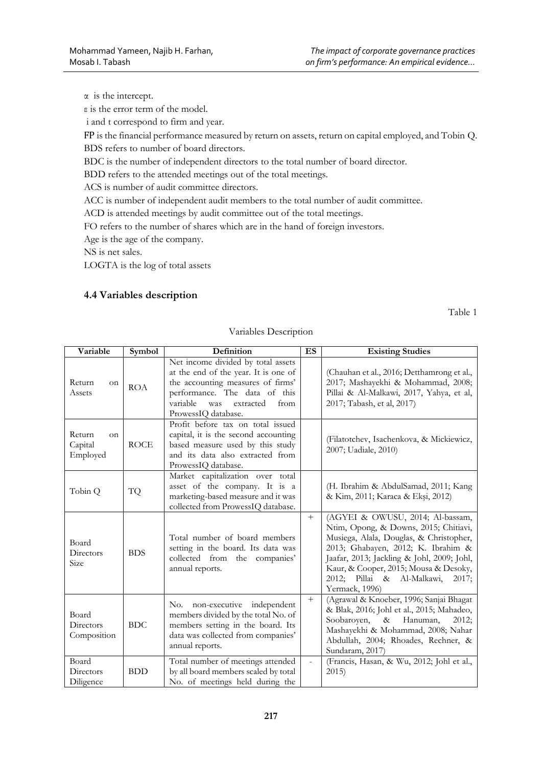α is the intercept.

ε is the error term of the model.

i and t correspond to firm and year.

FP is the financial performance measured by return on assets, return on capital employed, and Tobin Q.

BDS refers to number of board directors.

BDC is the number of independent directors to the total number of board director.

BDD refers to the attended meetings out of the total meetings.

ACS is number of audit committee directors.

ACC is number of independent audit members to the total number of audit committee.

ACD is attended meetings by audit committee out of the total meetings.

FO refers to the number of shares which are in the hand of foreign investors.

Age is the age of the company.

NS is net sales.

LOGTA is the log of total assets

### 4.4 Variables description

Table 1

Variables Description

| Variable | Symbol | Definition | ES | Existing Studies |
|---|---|---|---|---|
| Return on Assets | ROA | Net income divided by total assets at the end of the year. It is one of the accounting measures of firms' performance. The data of this variable was extracted from ProwessIQ database. | | (Chauhan et al., 2016; Detthamrong et al., 2017; Mashayekhi & Mohammad, 2008; Pillai & Al-Malkawi, 2017, Yahya, et al, 2017; Tabash, et al, 2017) |
| Return on Capital Employed | ROCE | Profit before tax on total issued capital, it is the second accounting based measure used by this study and its data also extracted from ProwessIQ database. | | (Filatotchev, Isachenkova, & Mickiewicz, 2007; Uadiale, 2010) |
| Tobin Q | TQ | Market capitalization over total asset of the company. It is a marketing-based measure and it was collected from ProwessIQ database. | | (H. Ibrahim & AbdulSamad, 2011; Kang & Kim, 2011; Karaca & Ekşi, 2012) |
| Board Directors Size | BDS | Total number of board members setting in the board. Its data was collected from the companies' annual reports. | + | (AGYEI & OWUSU, 2014; Al-bassam, Ntim, Opong, & Downs, 2015; Chitiavi, Musiega, Alala, Douglas, & Christopher, 2013; Ghabayen, 2012; K. Ibrahim & Jaafar, 2013; Jackling & Johl, 2009; Johl, Kaur, & Cooper, 2015; Mousa & Desoky, 2012; Pillai & Al-Malkawi, 2017; Yermack, 1996) |
| Board Directors Composition | BDC | No. non-executive independent members divided by the total No. of members setting in the board. Its data was collected from companies' annual reports. | + | (Agrawal & Knoeber, 1996; Sanjai Bhagat & Blak, 2016; Johl et al., 2015; Mahadeo, Soobaroyen, & Hanuman, 2012; Mashayekhi & Mohammad, 2008; Nahar Abdullah, 2004; Rhoades, Rechner, & Sundaram, 2017) |
| Board Directors Diligence | BDD | Total number of meetings attended by all board members scaled by total No. of meetings held during the | - | (Francis, Hasan, & Wu, 2012; Johl et al., 2015) |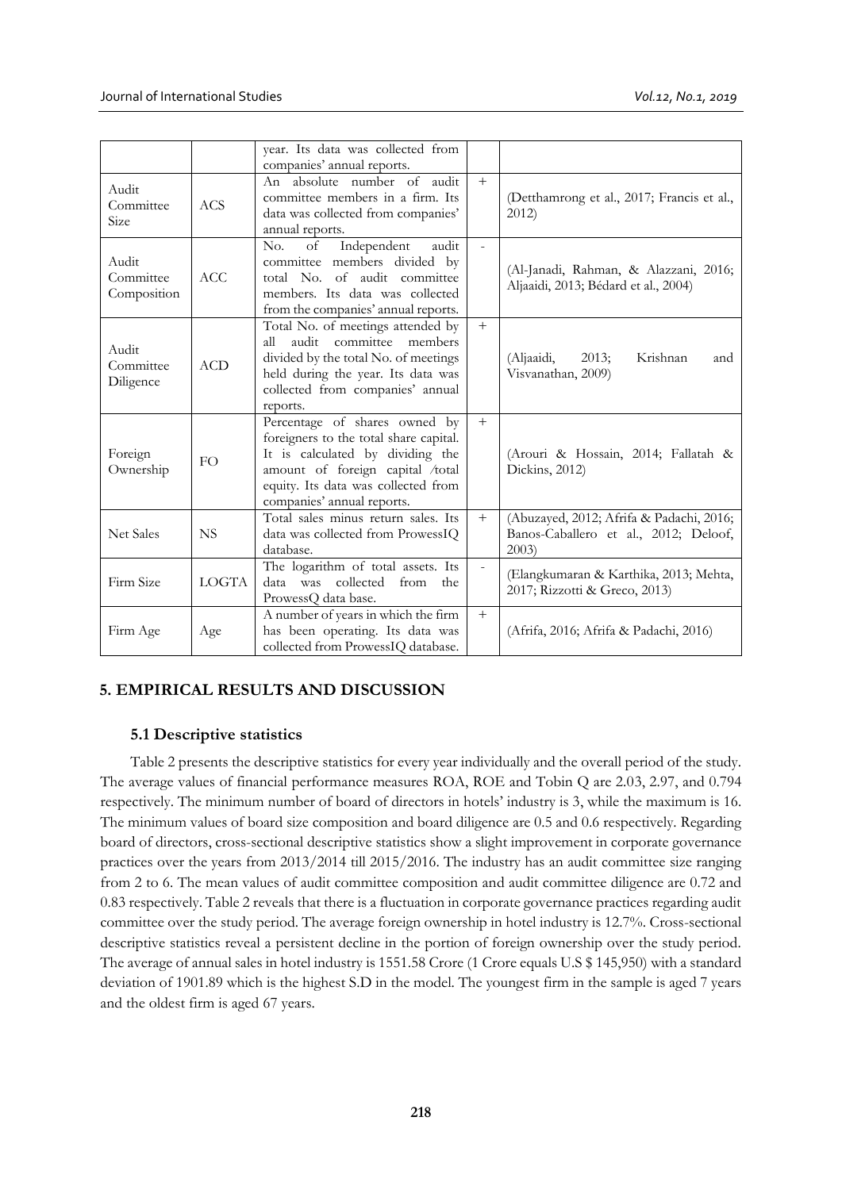| | | year. Its data was collected from companies' annual reports. | | |
|---|---|---|---|---|
| Audit Committee Size | ACS | An absolute number of audit committee members in a firm. Its data was collected from companies' annual reports. | + | (Detthamrong et al., 2017; Francis et al., 2012) |
| Audit Committee Composition | ACC | No. of Independent audit committee members divided by total No. of audit committee members. Its data was collected from the companies' annual reports. | - | (Al-Janadi, Rahman, & Alazzani, 2016; Aljaaidi, 2013; Bédard et al., 2004) |
| Audit Committee Diligence | ACD | Total No. of meetings attended by all audit committee members divided by the total No. of meetings held during the year. Its data was collected from companies' annual reports. | + | (Aljaaidi, 2013; Krishnan and Visvanathan, 2009) |
| Foreign Ownership | FO | Percentage of shares owned by foreigners to the total share capital. It is calculated by dividing the amount of foreign capital /total equity. Its data was collected from companies' annual reports. | + | (Arouri & Hossain, 2014; Fallatah & Dickins, 2012) |
| Net Sales | NS | Total sales minus return sales. Its data was collected from ProwessIQ database. | + | (Abuzayed, 2012; Afrifa & Padachi, 2016; Banos-Caballero et al., 2012; Deloof, 2003) |
| Firm Size | LOGTA | The logarithm of total assets. Its data was collected from the ProwessQ data base. | - | (Elangkumaran & Karthika, 2013; Mehta, 2017; Rizzotti & Greco, 2013) |
| Firm Age | Age | A number of years in which the firm has been operating. Its data was collected from ProwessIQ database. | + | (Afrifa, 2016; Afrifa & Padachi, 2016) |

## 5. EMPIRICAL RESULTS AND DISCUSSION

### 5.1 Descriptive statistics

Table 2 presents the descriptive statistics for every year individually and the overall period of the study. The average values of financial performance measures ROA, ROE and Tobin Q are 2.03, 2.97, and 0.794 respectively. The minimum number of board of directors in hotels' industry is 3, while the maximum is 16. The minimum values of board size composition and board diligence are 0.5 and 0.6 respectively. Regarding board of directors, cross-sectional descriptive statistics show a slight improvement in corporate governance practices over the years from 2013/2014 till 2015/2016. The industry has an audit committee size ranging from 2 to 6. The mean values of audit committee composition and audit committee diligence are 0.72 and 0.83 respectively. Table 2 reveals that there is a fluctuation in corporate governance practices regarding audit committee over the study period. The average foreign ownership in hotel industry is 12.7%. Cross-sectional descriptive statistics reveal a persistent decline in the portion of foreign ownership over the study period. The average of annual sales in hotel industry is 1551.58 Crore (1 Crore equals U.S $ 145,950) with a standard deviation of 1901.89 which is the highest S.D in the model. The youngest firm in the sample is aged 7 years and the oldest firm is aged 67 years.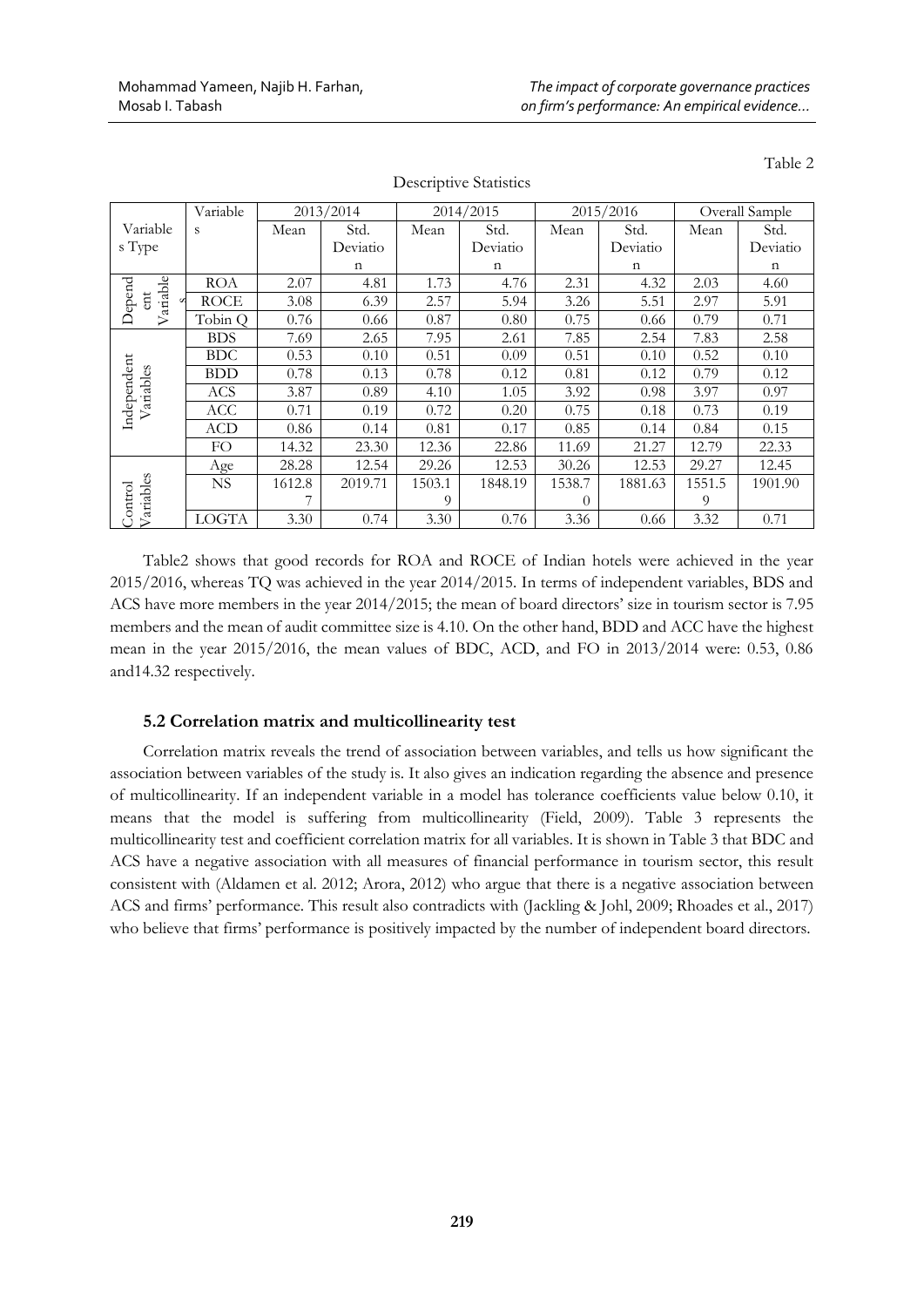Table 2

Descriptive Statistics

| Variables Type | Variables | 2013/2014 | | 2014/2015 | | 2015/2016 | | Overall Sample | |
|---|---|---|---|---|---|---|---|---|---|
| | | Mean | Std. Deviation | Mean | Std. Deviation | Mean | Std. Deviation | Mean | Std. Deviation |
| Dependent Variables | ROA | 2.07 | 4.81 | 1.73 | 4.76 | 2.31 | 4.32 | 2.03 | 4.60 |
| | ROCE | 3.08 | 6.39 | 2.57 | 5.94 | 3.26 | 5.51 | 2.97 | 5.91 |
| | Tobin Q | 0.76 | 0.66 | 0.87 | 0.80 | 0.75 | 0.66 | 0.79 | 0.71 |
| Independent Variables | BDS | 7.69 | 2.65 | 7.95 | 2.61 | 7.85 | 2.54 | 7.83 | 2.58 |
| | BDC | 0.53 | 0.10 | 0.51 | 0.09 | 0.51 | 0.10 | 0.52 | 0.10 |
| | BDD | 0.78 | 0.13 | 0.78 | 0.12 | 0.81 | 0.12 | 0.79 | 0.12 |
| | ACS | 3.87 | 0.89 | 4.10 | 1.05 | 3.92 | 0.98 | 3.97 | 0.97 |
| | ACC | 0.71 | 0.19 | 0.72 | 0.20 | 0.75 | 0.18 | 0.73 | 0.19 |
| | ACD | 0.86 | 0.14 | 0.81 | 0.17 | 0.85 | 0.14 | 0.84 | 0.15 |
| | FO | 14.32 | 23.30 | 12.36 | 22.86 | 11.69 | 21.27 | 12.79 | 22.33 |
| Control Variables | Age | 28.28 | 12.54 | 29.26 | 12.53 | 30.26 | 12.53 | 29.27 | 12.45 |
| | NS | 1612.87 | 2019.71 | 1503.19 | 1848.19 | 1538.70 | 1881.63 | 1551.59 | 1901.90 |
| | LOGTA | 3.30 | 0.74 | 3.30 | 0.76 | 3.36 | 0.66 | 3.32 | 0.71 |

Table2 shows that good records for ROA and ROCE of Indian hotels were achieved in the year 2015/2016, whereas TQ was achieved in the year 2014/2015. In terms of independent variables, BDS and ACS have more members in the year 2014/2015; the mean of board directors' size in tourism sector is 7.95 members and the mean of audit committee size is 4.10. On the other hand, BDD and ACC have the highest mean in the year 2015/2016, the mean values of BDC, ACD, and FO in 2013/2014 were: 0.53, 0.86 and14.32 respectively.

### 5.2 Correlation matrix and multicollinearity test

Correlation matrix reveals the trend of association between variables, and tells us how significant the association between variables of the study is. It also gives an indication regarding the absence and presence of multicollinearity. If an independent variable in a model has tolerance coefficients value below 0.10, it means that the model is suffering from multicollinearity (Field, 2009). Table 3 represents the multicollinearity test and coefficient correlation matrix for all variables. It is shown in Table 3 that BDC and ACS have a negative association with all measures of financial performance in tourism sector, this result consistent with (Aldamen et al. 2012; Arora, 2012) who argue that there is a negative association between ACS and firms' performance. This result also contradicts with (Jackling & Johl, 2009; Rhoades et al., 2017) who believe that firms' performance is positively impacted by the number of independent board directors.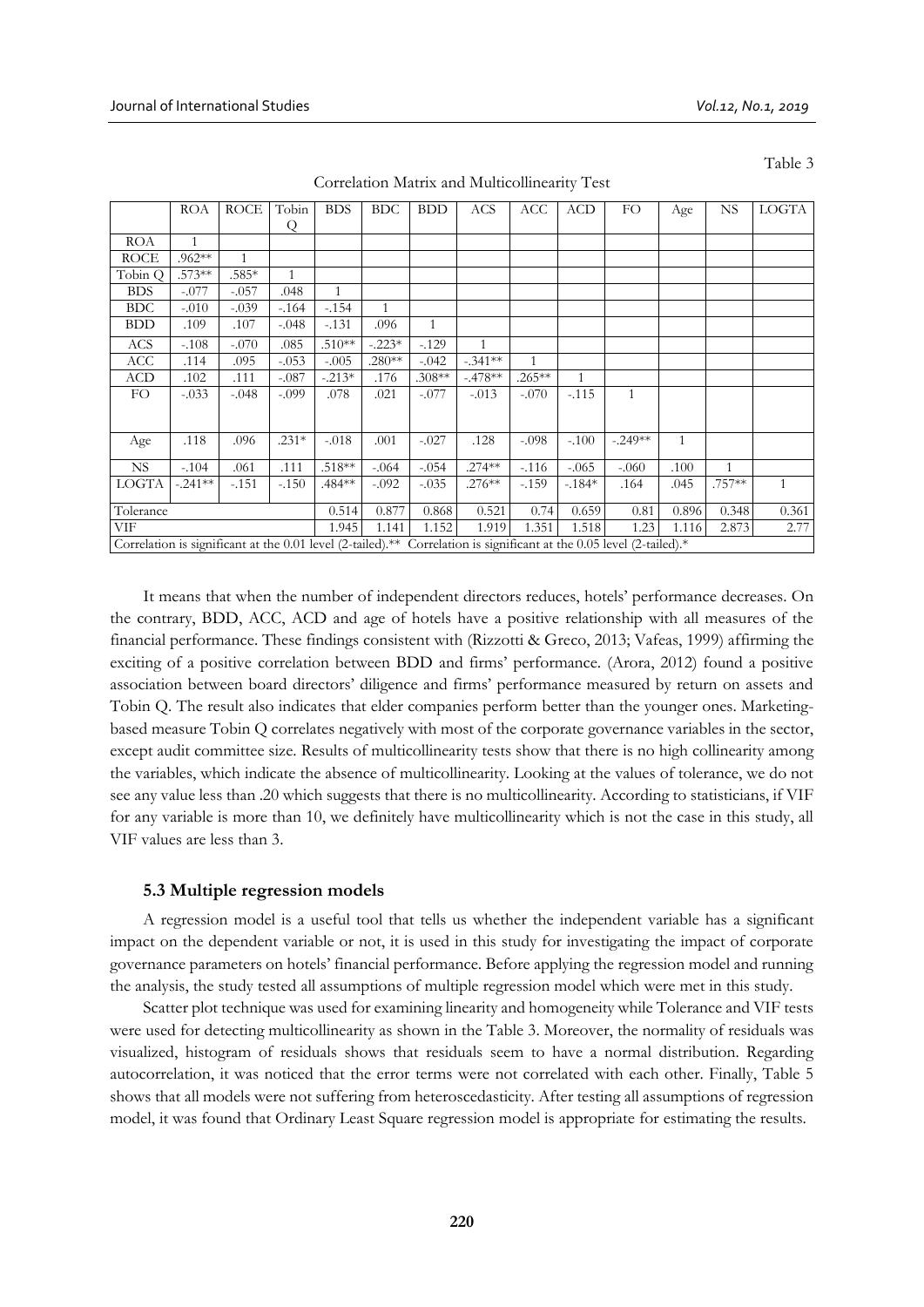Table 3

Correlation Matrix and Multicollinearity Test

| | ROA | ROCE | Tobin Q | BDS | BDC | BDD | ACS | ACC | ACD | FO | Age | NS | LOGTA |
|---|---|---|---|---|---|---|---|---|---|---|---|---|---|
| ROA | 1 | | | | | | | | | | | | |
| ROCE | .962** | 1 | | | | | | | | | | | |
| Tobin Q | .573** | .585* | 1 | | | | | | | | | | |
| BDS | -.077 | -.057 | .048 | 1 | | | | | | | | | |
| BDC | -.010 | -.039 | -.164 | -.154 | 1 | | | | | | | | |
| BDD | .109 | .107 | -.048 | -.131 | .096 | 1 | | | | | | | |
| ACS | -.108 | -.070 | .085 | .510** | -.223* | -.129 | 1 | | | | | | |
| ACC | .114 | .095 | -.053 | -.005 | .280** | -.042 | -.341** | 1 | | | | | |
| ACD | .102 | .111 | -.087 | -.213* | .176 | .308** | -.478** | .265** | 1 | | | | |
| FO | -.033 | -.048 | -.099 | .078 | .021 | -.077 | -.013 | -.070 | -.115 | 1 | | | |
| Age | .118 | .096 | .231* | -.018 | .001 | -.027 | .128 | -.098 | -.100 | -.249** | 1 | | |
| NS | -.104 | .061 | .111 | .518** | -.064 | -.054 | .274** | -.116 | -.065 | -.060 | .100 | 1 | |
| LOGTA | -.241** | -.151 | -.150 | .484** | -.092 | -.035 | .276** | -.159 | -.184* | .164 | .045 | .757** | 1 |
| Tolerance | | | | 0.514 | 0.877 | 0.868 | 0.521 | 0.74 | 0.659 | 0.81 | 0.896 | 0.348 | 0.361 |
| VIF | | | | 1.945 | 1.141 | 1.152 | 1.919 | 1.351 | 1.518 | 1.23 | 1.116 | 2.873 | 2.77 |

Correlation is significant at the 0.01 level (2-tailed).** Correlation is significant at the 0.05 level (2-tailed).*

It means that when the number of independent directors reduces, hotels' performance decreases. On the contrary, BDD, ACC, ACD and age of hotels have a positive relationship with all measures of the financial performance. These findings consistent with (Rizzotti & Greco, 2013; Vafeas, 1999) affirming the exciting of a positive correlation between BDD and firms' performance. (Arora, 2012) found a positive association between board directors' diligence and firms' performance measured by return on assets and Tobin Q. The result also indicates that elder companies perform better than the younger ones. Marketing-based measure Tobin Q correlates negatively with most of the corporate governance variables in the sector, except audit committee size. Results of multicollinearity tests show that there is no high collinearity among the variables, which indicate the absence of multicollinearity. Looking at the values of tolerance, we do not see any value less than .20 which suggests that there is no multicollinearity. According to statisticians, if VIF for any variable is more than 10, we definitely have multicollinearity which is not the case in this study, all VIF values are less than 3.

### 5.3 Multiple regression models

A regression model is a useful tool that tells us whether the independent variable has a significant impact on the dependent variable or not, it is used in this study for investigating the impact of corporate governance parameters on hotels' financial performance. Before applying the regression model and running the analysis, the study tested all assumptions of multiple regression model which were met in this study.

Scatter plot technique was used for examining linearity and homogeneity while Tolerance and VIF tests were used for detecting multicollinearity as shown in the Table 3. Moreover, the normality of residuals was visualized, histogram of residuals shows that residuals seem to have a normal distribution. Regarding autocorrelation, it was noticed that the error terms were not correlated with each other. Finally, Table 5 shows that all models were not suffering from heteroscedasticity. After testing all assumptions of regression model, it was found that Ordinary Least Square regression model is appropriate for estimating the results.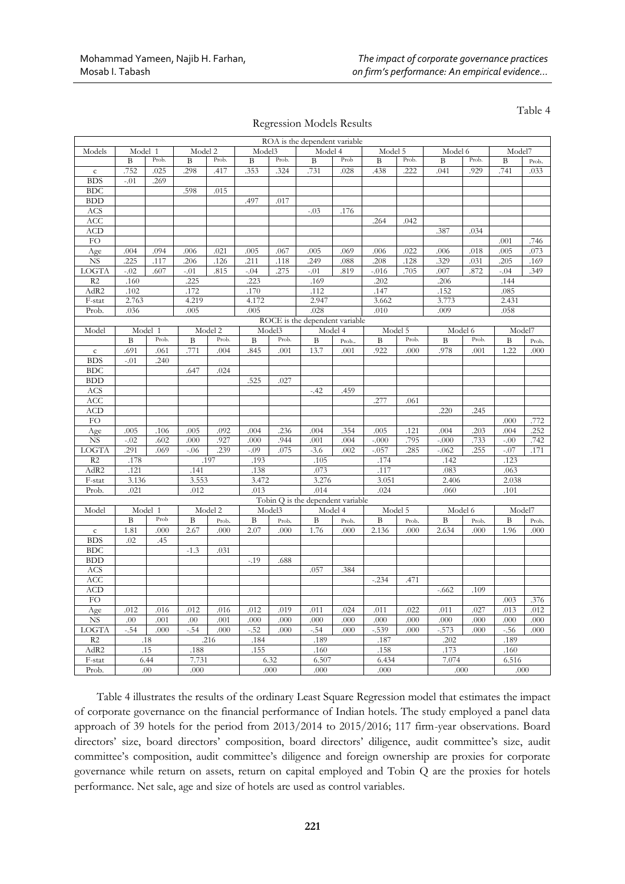Table 4

Regression Models Results

| ROA is the dependent variable | | | | | | | | | | | | | | |
|---|---|---|---|---|---|---|---|---|---|---|---|---|---|---|
| Models | Model 1 | | Model 2 | | Model3 | | Model 4 | | Model 5 | | Model 6 | | Model7 | |
| | B | Prob. | B | Prob. | B | Prob. | B | Prob | B | Prob. | B | Prob. | B | Prob. |
| c | .752 | .025 | .298 | .417 | .353 | .324 | .731 | .028 | .438 | .222 | .041 | .929 | .741 | .033 |
| BDS | -.01 | .269 | | | | | | | | | | | | |
| BDC | | | .598 | .015 | | | | | | | | | | |
| BDD | | | | | .497 | .017 | | | | | | | | |
| ACS | | | | | | | -.03 | .176 | | | | | | |
| ACC | | | | | | | | | .264 | .042 | | | | |
| ACD | | | | | | | | | | | .387 | .034 | | |
| FO | | | | | | | | | | | | | .001 | .746 |
| Age | .004 | .094 | .006 | .021 | .005 | .067 | .005 | .069 | .006 | .022 | .006 | .018 | .005 | .073 |
| NS | .225 | .117 | .206 | .126 | .211 | .118 | .249 | .088 | .208 | .128 | .329 | .031 | .205 | .169 |
| LOGTA | -.02 | .607 | -.01 | .815 | -.04 | .275 | -.01 | .819 | -.016 | .705 | .007 | .872 | -.04 | .349 |
| R2 | .160 | | .225 | | .223 | | .169 | | .202 | | .206 | | .144 | |
| AdR2 | .102 | | .172 | | .170 | | .112 | | .147 | | .152 | | .085 | |
| F-stat | 2.763 | | 4.219 | | 4.172 | | 2.947 | | 3.662 | | 3.773 | | 2.431 | |
| Prob. | .036 | | .005 | | .005 | | .028 | | .010 | | .009 | | .058 | |
| **ROCE is the dependent variable** | | | | | | | | | | | | | | |
| Model | Model 1 | | Model 2 | | Model3 | | Model 4 | | Model 5 | | Model 6 | | Model7 | |
| | B | Prob. | B | Prob. | B | Prob. | B | Prob.. | B | Prob. | B | Prob. | B | Prob. |
| c | .691 | .061 | .771 | .004 | .845 | .001 | 13.7 | .001 | .922 | .000 | .978 | .001 | 1.22 | .000 |
| BDS | -.01 | .240 | | | | | | | | | | | | |
| BDC | | | .647 | .024 | | | | | | | | | | |
| BDD | | | | | .525 | .027 | | | | | | | | |
| ACS | | | | | | | -.42 | .459 | | | | | | |
| ACC | | | | | | | | | .277 | .061 | | | | |
| ACD | | | | | | | | | | | .220 | .245 | | |
| FO | | | | | | | | | | | | | .000 | .772 |
| Age | .005 | .106 | .005 | .092 | .004 | .236 | .004 | .354 | .005 | .121 | .004 | .203 | .004 | .252 |
| NS | -.02 | .602 | .000 | .927 | .000 | .944 | .001 | .004 | -.000 | .795 | -.000 | .733 | -.00 | .742 |
| LOGTA | .291 | .069 | -.06 | .239 | -.09 | .075 | -3.6 | .002 | -.057 | .285 | -.062 | .255 | -.07 | .171 |
| R2 | .178 | | .197 | | .193 | | .105 | | .174 | | .142 | | .123 | |
| AdR2 | .121 | | .141 | | .138 | | .073 | | .117 | | .083 | | .063 | |
| F-stat | 3.136 | | 3.553 | | 3.472 | | 3.276 | | 3.051 | | 2.406 | | 2.038 | |
| Prob. | .021 | | .012 | | .013 | | .014 | | .024 | | .060 | | .101 | |
| **Tobin Q is the dependent variable** | | | | | | | | | | | | | | |
| Model | Model 1 | | Model 2 | | Model3 | | Model 4 | | Model 5 | | Model 6 | | Model7 | |
| | B | Prob | B | Prob. | B | Prob. | B | Prob. | B | Prob. | B | Prob. | B | Prob. |
| c | 1.81 | .000 | 2.67 | .000 | 2.07 | .000 | 1.76 | .000 | 2.136 | .000 | 2.634 | .000 | 1.96 | .000 |
| BDS | .02 | .45 | | | | | | | | | | | | |
| BDC | | | -1.3 | .031 | | | | | | | | | | |
| BDD | | | | | -.19 | .688 | | | | | | | | |
| ACS | | | | | | | .057 | .384 | | | | | | |
| ACC | | | | | | | | | -.234 | .471 | | | | |
| ACD | | | | | | | | | | | -.662 | .109 | | |
| FO | | | | | | | | | | | | | .003 | .376 |
| Age | .012 | .016 | .012 | .016 | .012 | .019 | .011 | .024 | .011 | .022 | .011 | .027 | .013 | .012 |
| NS | .00 | .001 | .00 | .001 | .000 | .000 | .000 | .000 | .000 | .000 | .000 | .000 | .000 | .000 |
| LOGTA | -.54 | .000 | -.54 | .000 | -.52 | .000 | -.54 | .000 | -.539 | .000 | -.573 | .000 | -.56 | .000 |
| R2 | .18 | | .216 | | .184 | | .189 | | .187 | | .202 | | .189 | |
| AdR2 | .15 | | .188 | | .155 | | .160 | | .158 | | .173 | | .160 | |
| F-stat | 6.44 | | 7.731 | | 6.32 | | 6.507 | | 6.434 | | 7.074 | | 6.516 | |
| Prob. | .00 | | .000 | | .000 | | .000 | | .000 | | .000 | | .000 | |

Table 4 illustrates the results of the ordinary Least Square Regression model that estimates the impact of corporate governance on the financial performance of Indian hotels. The study employed a panel data approach of 39 hotels for the period from 2013/2014 to 2015/2016; 117 firm-year observations. Board directors' size, board directors' composition, board directors' diligence, audit committee's size, audit committee's composition, audit committee's diligence and foreign ownership are proxies for corporate governance while return on assets, return on capital employed and Tobin Q are the proxies for hotels performance. Net sale, age and size of hotels are used as control variables.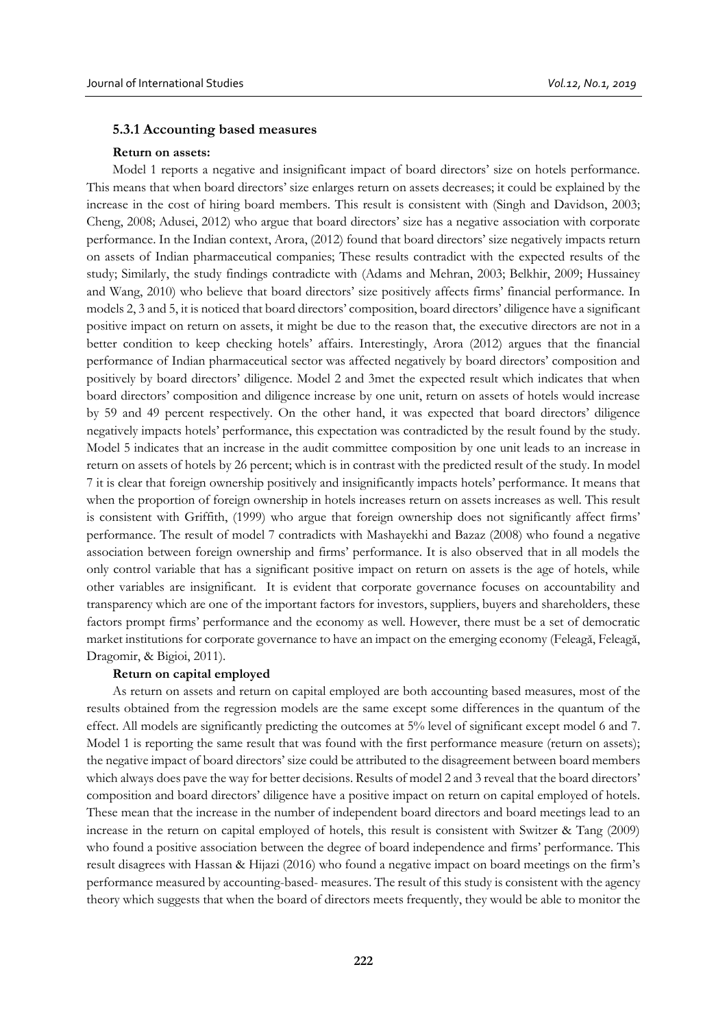### 5.3.1 Accounting based measures

**Return on assets:**

Model 1 reports a negative and insignificant impact of board directors' size on hotels performance. This means that when board directors' size enlarges return on assets decreases; it could be explained by the increase in the cost of hiring board members. This result is consistent with (Singh and Davidson, 2003; Cheng, 2008; Adusei, 2012) who argue that board directors' size has a negative association with corporate performance. In the Indian context, Arora, (2012) found that board directors' size negatively impacts return on assets of Indian pharmaceutical companies; These results contradict with the expected results of the study; Similarly, the study findings contradicte with (Adams and Mehran, 2003; Belkhir, 2009; Hussainey and Wang, 2010) who believe that board directors' size positively affects firms' financial performance. In models 2, 3 and 5, it is noticed that board directors' composition, board directors' diligence have a significant positive impact on return on assets, it might be due to the reason that, the executive directors are not in a better condition to keep checking hotels' affairs. Interestingly, Arora (2012) argues that the financial performance of Indian pharmaceutical sector was affected negatively by board directors' composition and positively by board directors' diligence. Model 2 and 3met the expected result which indicates that when board directors' composition and diligence increase by one unit, return on assets of hotels would increase by 59 and 49 percent respectively. On the other hand, it was expected that board directors' diligence negatively impacts hotels' performance, this expectation was contradicted by the result found by the study. Model 5 indicates that an increase in the audit committee composition by one unit leads to an increase in return on assets of hotels by 26 percent; which is in contrast with the predicted result of the study. In model 7 it is clear that foreign ownership positively and insignificantly impacts hotels' performance. It means that when the proportion of foreign ownership in hotels increases return on assets increases as well. This result is consistent with Griffith, (1999) who argue that foreign ownership does not significantly affect firms' performance. The result of model 7 contradicts with Mashayekhi and Bazaz (2008) who found a negative association between foreign ownership and firms' performance. It is also observed that in all models the only control variable that has a significant positive impact on return on assets is the age of hotels, while other variables are insignificant. It is evident that corporate governance focuses on accountability and transparency which are one of the important factors for investors, suppliers, buyers and shareholders, these factors prompt firms' performance and the economy as well. However, there must be a set of democratic market institutions for corporate governance to have an impact on the emerging economy (Feleagă, Feleagă, Dragomir, & Bigioi, 2011).

**Return on capital employed**

As return on assets and return on capital employed are both accounting based measures, most of the results obtained from the regression models are the same except some differences in the quantum of the effect. All models are significantly predicting the outcomes at 5% level of significant except model 6 and 7. Model 1 is reporting the same result that was found with the first performance measure (return on assets); the negative impact of board directors' size could be attributed to the disagreement between board members which always does pave the way for better decisions. Results of model 2 and 3 reveal that the board directors' composition and board directors' diligence have a positive impact on return on capital employed of hotels. These mean that the increase in the number of independent board directors and board meetings lead to an increase in the return on capital employed of hotels, this result is consistent with Switzer & Tang (2009) who found a positive association between the degree of board independence and firms' performance. This result disagrees with Hassan & Hijazi (2016) who found a negative impact on board meetings on the firm's performance measured by accounting-based- measures. The result of this study is consistent with the agency theory which suggests that when the board of directors meets frequently, they would be able to monitor the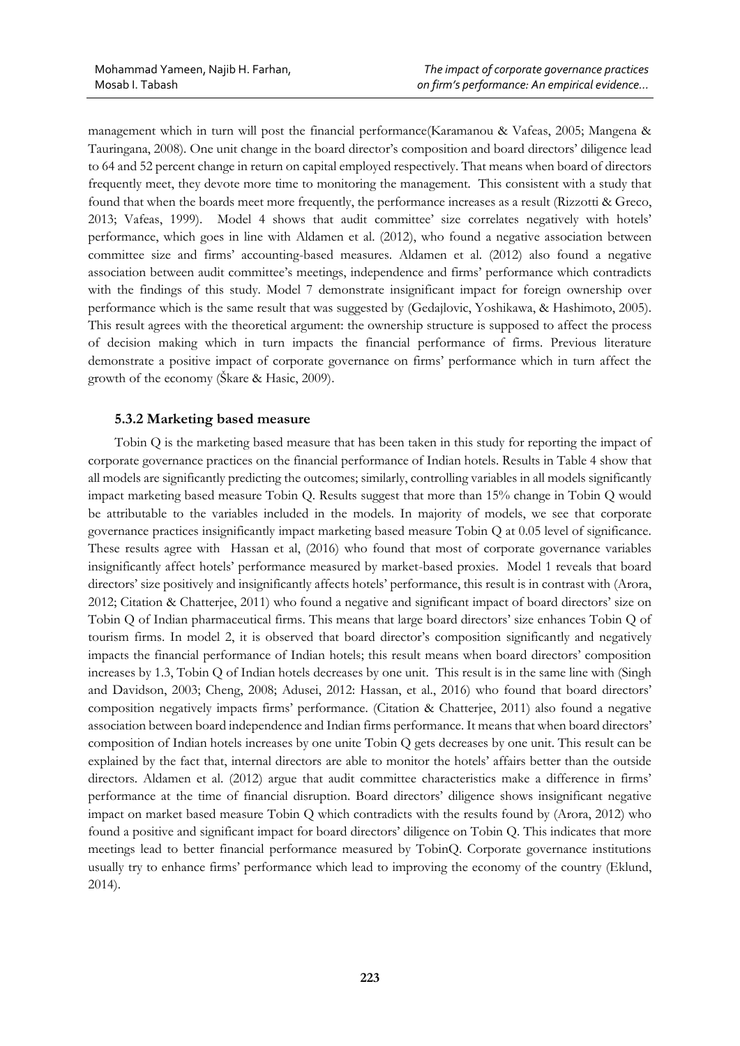management which in turn will post the financial performance(Karamanou & Vafeas, 2005; Mangena & Tauringana, 2008). One unit change in the board director's composition and board directors' diligence lead to 64 and 52 percent change in return on capital employed respectively. That means when board of directors frequently meet, they devote more time to monitoring the management. This consistent with a study that found that when the boards meet more frequently, the performance increases as a result (Rizzotti & Greco, 2013; Vafeas, 1999). Model 4 shows that audit committee' size correlates negatively with hotels' performance, which goes in line with Aldamen et al. (2012), who found a negative association between committee size and firms' accounting-based measures. Aldamen et al. (2012) also found a negative association between audit committee's meetings, independence and firms' performance which contradicts with the findings of this study. Model 7 demonstrate insignificant impact for foreign ownership over performance which is the same result that was suggested by (Gedajlovic, Yoshikawa, & Hashimoto, 2005). This result agrees with the theoretical argument: the ownership structure is supposed to affect the process of decision making which in turn impacts the financial performance of firms. Previous literature demonstrate a positive impact of corporate governance on firms' performance which in turn affect the growth of the economy (Škare & Hasic, 2009).

### 5.3.2 Marketing based measure

Tobin Q is the marketing based measure that has been taken in this study for reporting the impact of corporate governance practices on the financial performance of Indian hotels. Results in Table 4 show that all models are significantly predicting the outcomes; similarly, controlling variables in all models significantly impact marketing based measure Tobin Q. Results suggest that more than 15% change in Tobin Q would be attributable to the variables included in the models. In majority of models, we see that corporate governance practices insignificantly impact marketing based measure Tobin Q at 0.05 level of significance. These results agree with Hassan et al, (2016) who found that most of corporate governance variables insignificantly affect hotels' performance measured by market-based proxies. Model 1 reveals that board directors' size positively and insignificantly affects hotels' performance, this result is in contrast with (Arora, 2012; Citation & Chatterjee, 2011) who found a negative and significant impact of board directors' size on Tobin Q of Indian pharmaceutical firms. This means that large board directors' size enhances Tobin Q of tourism firms. In model 2, it is observed that board director's composition significantly and negatively impacts the financial performance of Indian hotels; this result means when board directors' composition increases by 1.3, Tobin Q of Indian hotels decreases by one unit. This result is in the same line with (Singh and Davidson, 2003; Cheng, 2008; Adusei, 2012: Hassan, et al., 2016) who found that board directors' composition negatively impacts firms' performance. (Citation & Chatterjee, 2011) also found a negative association between board independence and Indian firms performance. It means that when board directors' composition of Indian hotels increases by one unite Tobin Q gets decreases by one unit. This result can be explained by the fact that, internal directors are able to monitor the hotels' affairs better than the outside directors. Aldamen et al. (2012) argue that audit committee characteristics make a difference in firms' performance at the time of financial disruption. Board directors' diligence shows insignificant negative impact on market based measure Tobin Q which contradicts with the results found by (Arora, 2012) who found a positive and significant impact for board directors' diligence on Tobin Q. This indicates that more meetings lead to better financial performance measured by TobinQ. Corporate governance institutions usually try to enhance firms' performance which lead to improving the economy of the country (Eklund, 2014).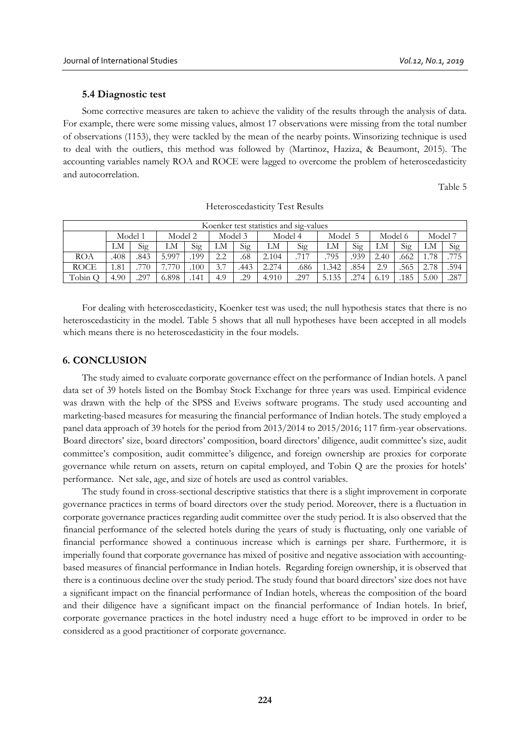### 5.4 Diagnostic test

Some corrective measures are taken to achieve the validity of the results through the analysis of data. For example, there were some missing values, almost 17 observations were missing from the total number of observations (1153), they were tackled by the mean of the nearby points. Winsorizing technique is used to deal with the outliers, this method was followed by (Martinoz, Haziza, & Beaumont, 2015). The accounting variables namely ROA and ROCE were lagged to overcome the problem of heteroscedasticity and autocorrelation.

Table 5

Heteroscedasticity Test Results

| Koenker test statistics and sig-values | | | | | | | | | | | | | | |
|---|---|---|---|---|---|---|---|---|---|---|---|---|---|---|
| | Model 1 | | Model 2 | | Model 3 | | Model 4 | | Model 5 | | Model 6 | | Model 7 | |
| | LM | Sig | LM | Sig | LM | Sig | LM | Sig | LM | Sig | LM | Sig | LM | Sig |
| ROA | .408 | .843 | 5.997 | .199 | 2.2 | .68 | 2.104 | .717 | .795 | .939 | 2.40 | .662 | 1.78 | .775 |
| ROCE | 1.81 | .770 | 7.770 | .100 | 3.7 | .443 | 2.274 | .686 | 1.342 | .854 | 2.9 | .565 | 2.78 | .594 |
| Tobin Q | 4.90 | .297 | 6.898 | .141 | 4.9 | .29 | 4.910 | .297 | 5.135 | .274 | 6.19 | .185 | 5.00 | .287 |

For dealing with heteroscedasticity, Koenker test was used; the null hypothesis states that there is no heteroscedasticity in the model. Table 5 shows that all null hypotheses have been accepted in all models which means there is no heteroscedasticity in the four models.

## 6. CONCLUSION

The study aimed to evaluate corporate governance effect on the performance of Indian hotels. A panel data set of 39 hotels listed on the Bombay Stock Exchange for three years was used. Empirical evidence was drawn with the help of the SPSS and Eveiws software programs. The study used accounting and marketing-based measures for measuring the financial performance of Indian hotels. The study employed a panel data approach of 39 hotels for the period from 2013/2014 to 2015/2016; 117 firm-year observations. Board directors' size, board directors' composition, board directors' diligence, audit committee's size, audit committee's composition, audit committee's diligence, and foreign ownership are proxies for corporate governance while return on assets, return on capital employed, and Tobin Q are the proxies for hotels' performance. Net sale, age, and size of hotels are used as control variables.

The study found in cross-sectional descriptive statistics that there is a slight improvement in corporate governance practices in terms of board directors over the study period. Moreover, there is a fluctuation in corporate governance practices regarding audit committee over the study period. It is also observed that the financial performance of the selected hotels during the years of study is fluctuating, only one variable of financial performance showed a continuous increase which is earnings per share. Furthermore, it is imperially found that corporate governance has mixed of positive and negative association with accounting-based measures of financial performance in Indian hotels. Regarding foreign ownership, it is observed that there is a continuous decline over the study period. The study found that board directors' size does not have a significant impact on the financial performance of Indian hotels, whereas the composition of the board and their diligence have a significant impact on the financial performance of Indian hotels. In brief, corporate governance practices in the hotel industry need a huge effort to be improved in order to be considered as a good practitioner of corporate governance.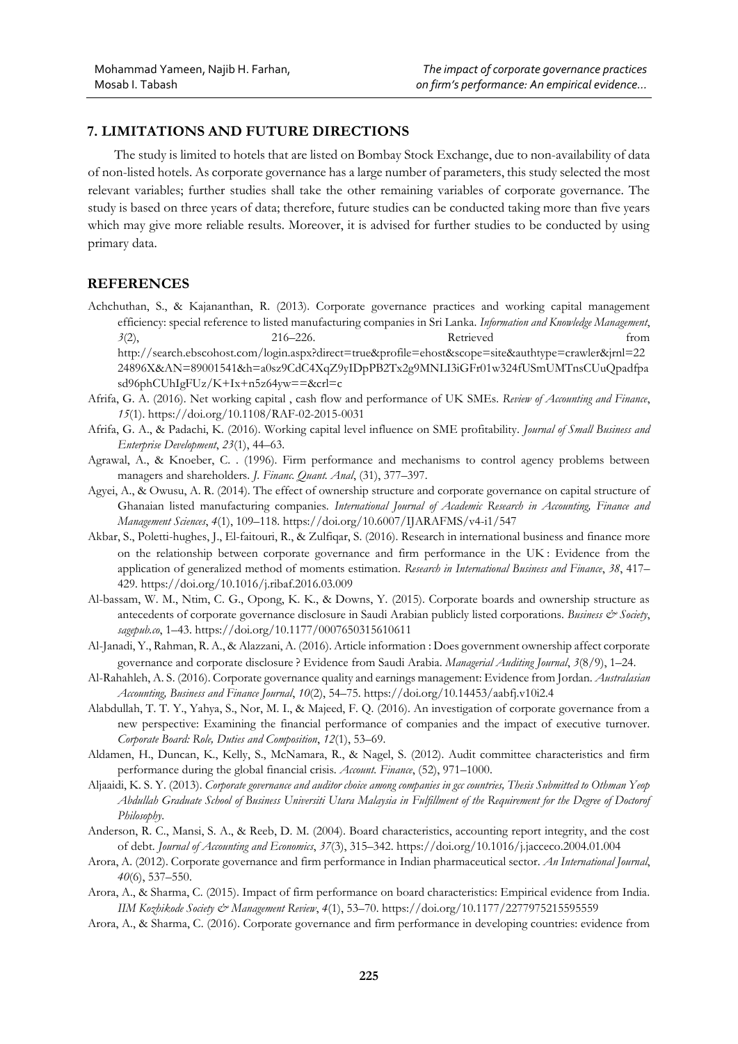## 7. LIMITATIONS AND FUTURE DIRECTIONS

The study is limited to hotels that are listed on Bombay Stock Exchange, due to non-availability of data of non-listed hotels. As corporate governance has a large number of parameters, this study selected the most relevant variables; further studies shall take the other remaining variables of corporate governance. The study is based on three years of data; therefore, future studies can be conducted taking more than five years which may give more reliable results. Moreover, it is advised for further studies to be conducted by using primary data.

## REFERENCES

Achchuthan, S., & Kajananthan, R. (2013). Corporate governance practices and working capital management efficiency: special reference to listed manufacturing companies in Sri Lanka. *Information and Knowledge Management*, *3*(2), 216–226. Retrieved from http://search.ebscohost.com/login.aspx?direct=true&profile=ehost&scope=site&authtype=crawler&jrnl=2224896X&AN=89001541&h=a0sz9CdC4XqZ9yIDpPB2Tx2g9MNLI3iGFr01w324fUSmUMTnsCUuQpadfpasd96phCUhIgFUz/K+Ix+n5z64yw==&crl=c

Afrifa, G. A. (2016). Net working capital , cash flow and performance of UK SMEs. *Review of Accounting and Finance*, *15*(1). https://doi.org/10.1108/RAF-02-2015-0031

Afrifa, G. A., & Padachi, K. (2016). Working capital level influence on SME profitability. *Journal of Small Business and Enterprise Development*, *23*(1), 44–63.

Agrawal, A., & Knoeber, C. . (1996). Firm performance and mechanisms to control agency problems between managers and shareholders. *J. Financ. Quant. Anal*, (31), 377–397.

Agyei, A., & Owusu, A. R. (2014). The effect of ownership structure and corporate governance on capital structure of Ghanaian listed manufacturing companies. *International Journal of Academic Research in Accounting, Finance and Management Sciences*, *4*(1), 109–118. https://doi.org/10.6007/IJARAFMS/v4-i1/547

Akbar, S., Poletti-hughes, J., El-faitouri, R., & Zulfiqar, S. (2016). Research in international business and finance more on the relationship between corporate governance and firm performance in the UK : Evidence from the application of generalized method of moments estimation. *Research in International Business and Finance*, *38*, 417–429. https://doi.org/10.1016/j.ribaf.2016.03.009

Al-bassam, W. M., Ntim, C. G., Opong, K. K., & Downs, Y. (2015). Corporate boards and ownership structure as antecedents of corporate governance disclosure in Saudi Arabian publicly listed corporations. *Business & Society*, *sagepub.co*, 1–43. https://doi.org/10.1177/0007650315610611

Al-Janadi, Y., Rahman, R. A., & Alazzani, A. (2016). Article information : Does government ownership affect corporate governance and corporate disclosure ? Evidence from Saudi Arabia. *Managerial Auditing Journal*, *3*(8/9), 1–24.

Al-Rahahleh, A. S. (2016). Corporate governance quality and earnings management: Evidence from Jordan. *Australasian Accounting, Business and Finance Journal*, *10*(2), 54–75. https://doi.org/10.14453/aabfj.v10i2.4

Alabdullah, T. T. Y., Yahya, S., Nor, M. I., & Majeed, F. Q. (2016). An investigation of corporate governance from a new perspective: Examining the financial performance of companies and the impact of executive turnover. *Corporate Board: Role, Duties and Composition*, *12*(1), 53–69.

Aldamen, H., Duncan, K., Kelly, S., McNamara, R., & Nagel, S. (2012). Audit committee characteristics and firm performance during the global financial crisis. *Account. Finance*, (52), 971–1000.

Aljaaidi, K. S. Y. (2013). *Corporate governance and auditor choice among companies in gcc countries, Thesis Submitted to Othman Yeop Abdullah Graduate School of Business Universiti Utara Malaysia in Fulfillment of the Requirement for the Degree of Doctorof Philosophy*.

Anderson, R. C., Mansi, S. A., & Reeb, D. M. (2004). Board characteristics, accounting report integrity, and the cost of debt. *Journal of Accounting and Economics*, *37*(3), 315–342. https://doi.org/10.1016/j.jacceco.2004.01.004

Arora, A. (2012). Corporate governance and firm performance in Indian pharmaceutical sector. *An International Journal*, *40*(6), 537–550.

Arora, A., & Sharma, C. (2015). Impact of firm performance on board characteristics: Empirical evidence from India. *IIM Kozhikode Society & Management Review*, *4*(1), 53–70. https://doi.org/10.1177/2277975215595559

Arora, A., & Sharma, C. (2016). Corporate governance and firm performance in developing countries: evidence from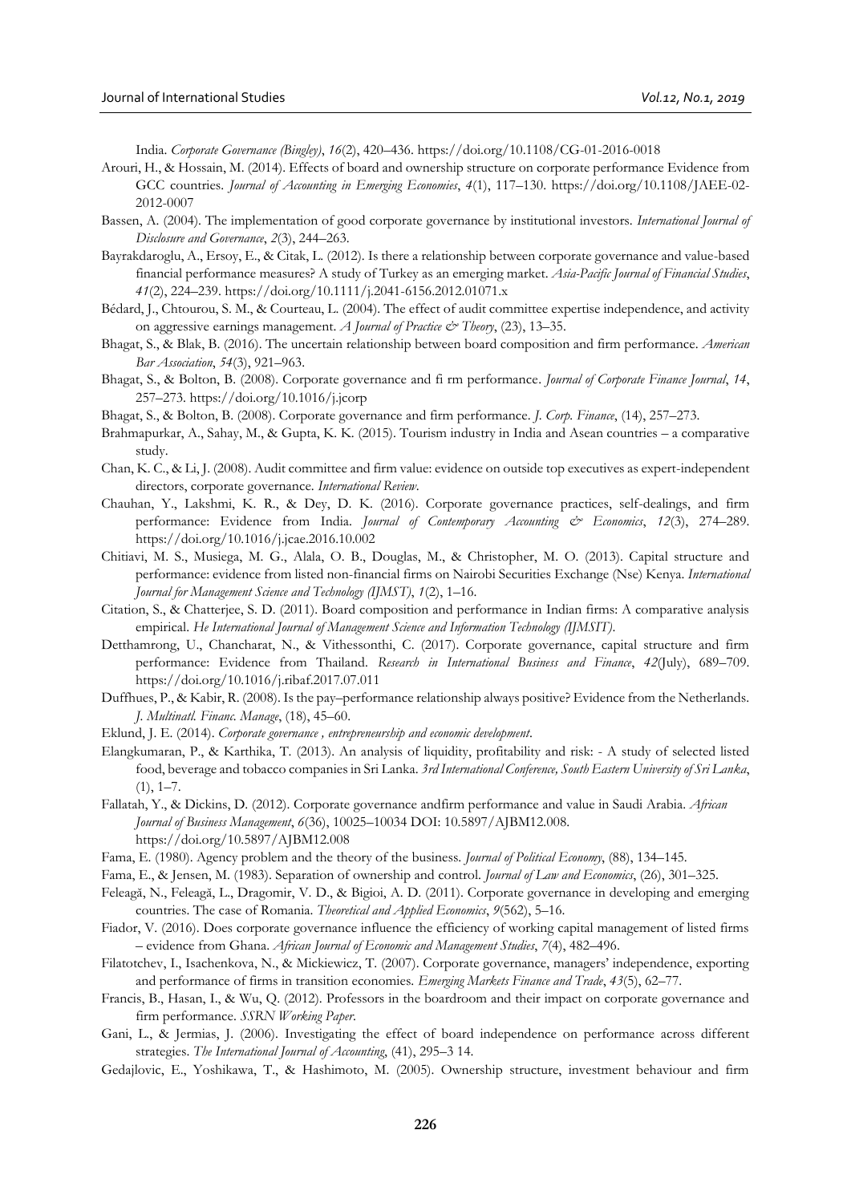India. *Corporate Governance (Bingley)*, *16*(2), 420–436. https://doi.org/10.1108/CG-01-2016-0018

Arouri, H., & Hossain, M. (2014). Effects of board and ownership structure on corporate performance Evidence from GCC countries. *Journal of Accounting in Emerging Economies*, *4*(1), 117–130. https://doi.org/10.1108/JAEE-02-2012-0007

Bassen, A. (2004). The implementation of good corporate governance by institutional investors. *International Journal of Disclosure and Governance*, *2*(3), 244–263.

Bayrakdaroglu, A., Ersoy, E., & Citak, L. (2012). Is there a relationship between corporate governance and value-based financial performance measures? A study of Turkey as an emerging market. *Asia-Pacific Journal of Financial Studies*, *41*(2), 224–239. https://doi.org/10.1111/j.2041-6156.2012.01071.x

Bédard, J., Chtourou, S. M., & Courteau, L. (2004). The effect of audit committee expertise independence, and activity on aggressive earnings management. *A Journal of Practice & Theory*, (23), 13–35.

Bhagat, S., & Blak, B. (2016). The uncertain relationship between board composition and firm performance. *American Bar Association*, *54*(3), 921–963.

Bhagat, S., & Bolton, B. (2008). Corporate governance and fi rm performance. *Journal of Corporate Finance Journal*, *14*, 257–273. https://doi.org/10.1016/j.jcorp

Bhagat, S., & Bolton, B. (2008). Corporate governance and firm performance. *J. Corp. Finance*, (14), 257–273.

Brahmapurkar, A., Sahay, M., & Gupta, K. K. (2015). Tourism industry in India and Asean countries – a comparative study.

Chan, K. C., & Li, J. (2008). Audit committee and firm value: evidence on outside top executives as expert-independent directors, corporate governance. *International Review*.

Chauhan, Y., Lakshmi, K. R., & Dey, D. K. (2016). Corporate governance practices, self-dealings, and firm performance: Evidence from India. *Journal of Contemporary Accounting & Economics*, *12*(3), 274–289. https://doi.org/10.1016/j.jcae.2016.10.002

Chitiavi, M. S., Musiega, M. G., Alala, O. B., Douglas, M., & Christopher, M. O. (2013). Capital structure and performance: evidence from listed non-financial firms on Nairobi Securities Exchange (Nse) Kenya. *International Journal for Management Science and Technology (IJMST)*, *1*(2), 1–16.

Citation, S., & Chatterjee, S. D. (2011). Board composition and performance in Indian firms: A comparative analysis empirical. *He International Journal of Management Science and Information Technology (IJMSIT)*.

Detthamrong, U., Chancharat, N., & Vithessonthi, C. (2017). Corporate governance, capital structure and firm performance: Evidence from Thailand. *Research in International Business and Finance*, *42*(July), 689–709. https://doi.org/10.1016/j.ribaf.2017.07.011

Duffhues, P., & Kabir, R. (2008). Is the pay–performance relationship always positive? Evidence from the Netherlands. *J. Multinatl. Financ. Manage*, (18), 45–60.

Eklund, J. E. (2014). *Corporate governance , entrepreneurship and economic development*.

Elangkumaran, P., & Karthika, T. (2013). An analysis of liquidity, profitability and risk: - A study of selected listed food, beverage and tobacco companies in Sri Lanka. *3rd International Conference, South Eastern University of Sri Lanka*, (1), 1–7.

Fallatah, Y., & Dickins, D. (2012). Corporate governance andfirm performance and value in Saudi Arabia. *African Journal of Business Management*, *6*(36), 10025–10034 DOI: 10.5897/AJBM12.008. https://doi.org/10.5897/AJBM12.008

Fama, E. (1980). Agency problem and the theory of the business. *Journal of Political Economy*, (88), 134–145.

Fama, E., & Jensen, M. (1983). Separation of ownership and control. *Journal of Law and Economics*, (26), 301–325.

Feleagă, N., Feleagă, L., Dragomir, V. D., & Bigioi, A. D. (2011). Corporate governance in developing and emerging countries. The case of Romania. *Theoretical and Applied Economics*, *9*(562), 5–16.

Fiador, V. (2016). Does corporate governance influence the efficiency of working capital management of listed firms – evidence from Ghana. *African Journal of Economic and Management Studies*, *7*(4), 482–496.

Filatotchev, I., Isachenkova, N., & Mickiewicz, T. (2007). Corporate governance, managers' independence, exporting and performance of firms in transition economies. *Emerging Markets Finance and Trade*, *43*(5), 62–77.

Francis, B., Hasan, I., & Wu, Q. (2012). Professors in the boardroom and their impact on corporate governance and firm performance. *SSRN Working Paper*.

Gani, L., & Jermias, J. (2006). Investigating the effect of board independence on performance across different strategies. *The International Journal of Accounting*, (41), 295–3 14.

Gedajlovic, E., Yoshikawa, T., & Hashimoto, M. (2005). Ownership structure, investment behaviour and firm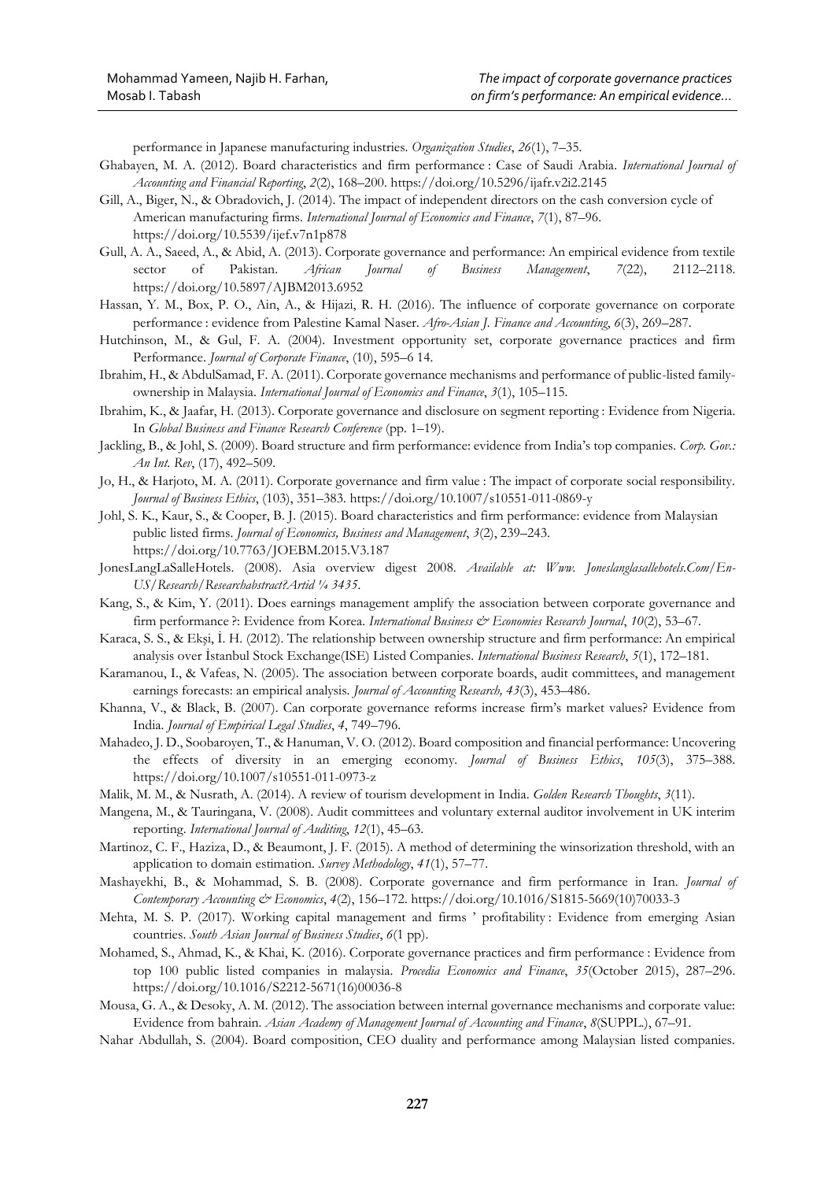performance in Japanese manufacturing industries. *Organization Studies*, *26*(1), 7–35.

Ghabayen, M. A. (2012). Board characteristics and firm performance : Case of Saudi Arabia. *International Journal of Accounting and Financial Reporting*, *2*(2), 168–200. https://doi.org/10.5296/ijafr.v2i2.2145

Gill, A., Biger, N., & Obradovich, J. (2014). The impact of independent directors on the cash conversion cycle of American manufacturing firms. *International Journal of Economics and Finance*, *7*(1), 87–96. https://doi.org/10.5539/ijef.v7n1p878

Gull, A. A., Saeed, A., & Abid, A. (2013). Corporate governance and performance: An empirical evidence from textile sector of Pakistan. *African Journal of Business Management*, *7*(22), 2112–2118. https://doi.org/10.5897/AJBM2013.6952

Hassan, Y. M., Box, P. O., Ain, A., & Hijazi, R. H. (2016). The influence of corporate governance on corporate performance : evidence from Palestine Kamal Naser. *Afro-Asian J. Finance and Accounting*, *6*(3), 269–287.

Hutchinson, M., & Gul, F. A. (2004). Investment opportunity set, corporate governance practices and firm Performance. *Journal of Corporate Finance*, (10), 595–6 14.

Ibrahim, H., & AbdulSamad, F. A. (2011). Corporate governance mechanisms and performance of public-listed family-ownership in Malaysia. *International Journal of Economics and Finance*, *3*(1), 105–115.

Ibrahim, K., & Jaafar, H. (2013). Corporate governance and disclosure on segment reporting : Evidence from Nigeria. In *Global Business and Finance Research Conference* (pp. 1–19).

Jackling, B., & Johl, S. (2009). Board structure and firm performance: evidence from India's top companies. *Corp. Gov.: An Int. Rev*, (17), 492–509.

Jo, H., & Harjoto, M. A. (2011). Corporate governance and firm value : The impact of corporate social responsibility. *Journal of Business Ethics*, (103), 351–383. https://doi.org/10.1007/s10551-011-0869-y

Johl, S. K., Kaur, S., & Cooper, B. J. (2015). Board characteristics and firm performance: evidence from Malaysian public listed firms. *Journal of Economics, Business and Management*, *3*(2), 239–243. https://doi.org/10.7763/JOEBM.2015.V3.187

JonesLangLaSalleHotels. (2008). Asia overview digest 2008. *Available at: Www. Joneslanglasallehotels.Com/En-US/Research/Researchabstract?Artid ¼ 3435*.

Kang, S., & Kim, Y. (2011). Does earnings management amplify the association between corporate governance and firm performance ?: Evidence from Korea. *International Business & Economies Research Journal*, *10*(2), 53–67.

Karaca, S. S., & Ekşi, İ. H. (2012). The relationship between ownership structure and firm performance: An empirical analysis over İstanbul Stock Exchange(ISE) Listed Companies. *International Business Research*, *5*(1), 172–181.

Karamanou, I., & Vafeas, N. (2005). The association between corporate boards, audit committees, and management earnings forecasts: an empirical analysis. *Journal of Accounting Research, 43*(3), 453–486.

Khanna, V., & Black, B. (2007). Can corporate governance reforms increase firm's market values? Evidence from India. *Journal of Empirical Legal Studies*, *4*, 749–796.

Mahadeo, J. D., Soobaroyen, T., & Hanuman, V. O. (2012). Board composition and financial performance: Uncovering the effects of diversity in an emerging economy. *Journal of Business Ethics*, *105*(3), 375–388. https://doi.org/10.1007/s10551-011-0973-z

Malik, M. M., & Nusrath, A. (2014). A review of tourism development in India. *Golden Research Thoughts*, *3*(11).

Mangena, M., & Tauringana, V. (2008). Audit committees and voluntary external auditor involvement in UK interim reporting. *International Journal of Auditing*, *12*(1), 45–63.

Martinoz, C. F., Haziza, D., & Beaumont, J. F. (2015). A method of determining the winsorization threshold, with an application to domain estimation. *Survey Methodology*, *41*(1), 57–77.

Mashayekhi, B., & Mohammad, S. B. (2008). Corporate governance and firm performance in Iran. *Journal of Contemporary Accounting & Economics*, *4*(2), 156–172. https://doi.org/10.1016/S1815-5669(10)70033-3

Mehta, M. S. P. (2017). Working capital management and firms ' profitability : Evidence from emerging Asian countries. *South Asian Journal of Business Studies*, *6*(1 pp).

Mohamed, S., Ahmad, K., & Khai, K. (2016). Corporate governance practices and firm performance : Evidence from top 100 public listed companies in malaysia. *Procedia Economics and Finance*, *35*(October 2015), 287–296. https://doi.org/10.1016/S2212-5671(16)00036-8

Mousa, G. A., & Desoky, A. M. (2012). The association between internal governance mechanisms and corporate value: Evidence from bahrain. *Asian Academy of Management Journal of Accounting and Finance*, *8*(SUPPL.), 67–91.

Nahar Abdullah, S. (2004). Board composition, CEO duality and performance among Malaysian listed companies.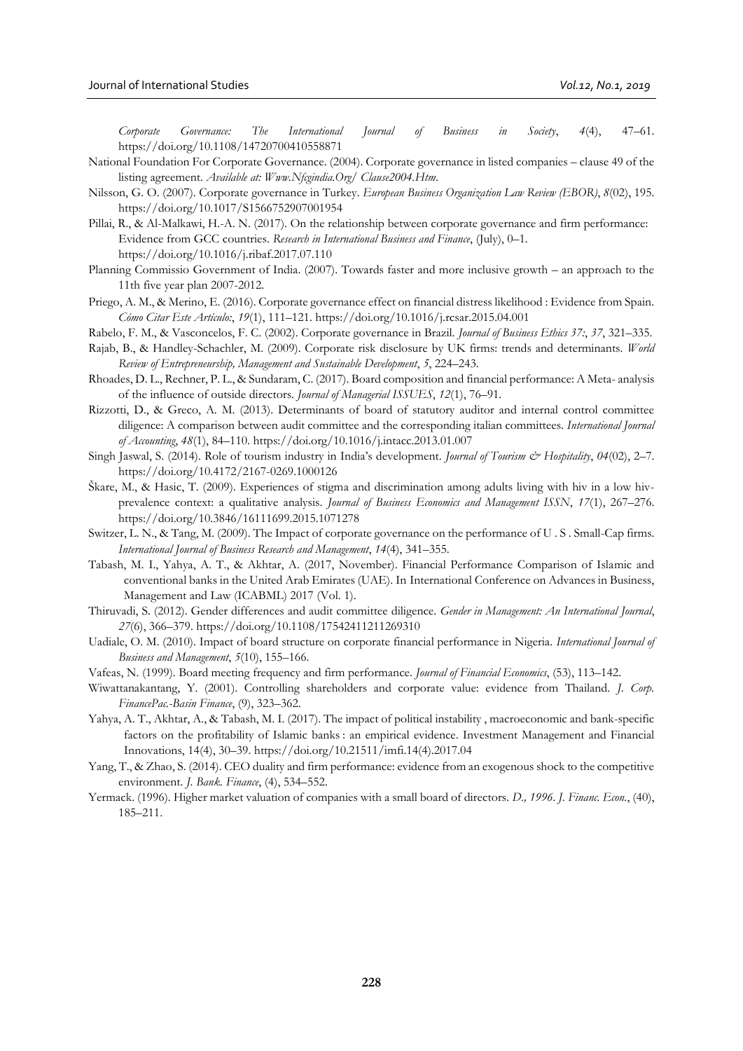*Corporate Governance: The International Journal of Business in Society*, *4*(4), 47–61. https://doi.org/10.1108/14720700410558871

National Foundation For Corporate Governance. (2004). Corporate governance in listed companies – clause 49 of the listing agreement. *Available at: Www.Nfcgindia.Org/ Clause2004.Htm*.

Nilsson, G. O. (2007). Corporate governance in Turkey. *European Business Organization Law Review (EBOR)*, *8*(02), 195. https://doi.org/10.1017/S1566752907001954

Pillai, R., & Al-Malkawi, H.-A. N. (2017). On the relationship between corporate governance and firm performance: Evidence from GCC countries. *Research in International Business and Finance*, (July), 0–1. https://doi.org/10.1016/j.ribaf.2017.07.110

Planning Commissio Government of India. (2007). Towards faster and more inclusive growth – an approach to the 11th five year plan 2007-2012.

Priego, A. M., & Merino, E. (2016). Corporate governance effect on financial distress likelihood : Evidence from Spain. *Cómo Citar Este Artículo:*, *19*(1), 111–121. https://doi.org/10.1016/j.rcsar.2015.04.001

Rabelo, F. M., & Vasconcelos, F. C. (2002). Corporate governance in Brazil. *Journal of Business Ethics 37:*, *37*, 321–335.

Rajab, B., & Handley-Schachler, M. (2009). Corporate risk disclosure by UK firms: trends and determinants. *World Review of Entrepreneurship, Management and Sustainable Development*, *5*, 224–243.

Rhoades, D. L., Rechner, P. L., & Sundaram, C. (2017). Board composition and financial performance: A Meta- analysis of the influence of outside directors. *Journal of Managerial ISSUES*, *12*(1), 76–91.

Rizzotti, D., & Greco, A. M. (2013). Determinants of board of statutory auditor and internal control committee diligence: A comparison between audit committee and the corresponding italian committees. *International Journal of Accounting*, *48*(1), 84–110. https://doi.org/10.1016/j.intacc.2013.01.007

Singh Jaswal, S. (2014). Role of tourism industry in India's development. *Journal of Tourism & Hospitality*, *04*(02), 2–7. https://doi.org/10.4172/2167-0269.1000126

Škare, M., & Hasic, T. (2009). Experiences of stigma and discrimination among adults living with hiv in a low hiv-prevalence context: a qualitative analysis. *Journal of Business Economics and Management ISSN*, *17*(1), 267–276. https://doi.org/10.3846/16111699.2015.1071278

Switzer, L. N., & Tang, M. (2009). The Impact of corporate governance on the performance of U . S . Small-Cap firms. *International Journal of Business Research and Management*, *14*(4), 341–355.

Tabash, M. I., Yahya, A. T., & Akhtar, A. (2017, November). Financial Performance Comparison of Islamic and conventional banks in the United Arab Emirates (UAE). In International Conference on Advances in Business, Management and Law (ICABML) 2017 (Vol. 1).

Thiruvadi, S. (2012). Gender differences and audit committee diligence. *Gender in Management: An International Journal*, *27*(6), 366–379. https://doi.org/10.1108/17542411211269310

Uadiale, O. M. (2010). Impact of board structure on corporate financial performance in Nigeria. *International Journal of Business and Management*, *5*(10), 155–166.

Vafeas, N. (1999). Board meeting frequency and firm performance. *Journal of Financial Economics*, (53), 113–142.

Wiwattanakantang, Y. (2001). Controlling shareholders and corporate value: evidence from Thailand. *J. Corp. FinancePac.-Basin Finance*, (9), 323–362.

Yahya, A. T., Akhtar, A., & Tabash, M. I. (2017). The impact of political instability , macroeconomic and bank-specific factors on the profitability of Islamic banks : an empirical evidence. Investment Management and Financial Innovations, 14(4), 30–39. https://doi.org/10.21511/imfi.14(4).2017.04

Yang, T., & Zhao, S. (2014). CEO duality and firm performance: evidence from an exogenous shock to the competitive environment. *J. Bank. Finance*, (4), 534–552.

Yermack. (1996). Higher market valuation of companies with a small board of directors. *D., 1996. J. Financ. Econ.*, (40), 185–211.